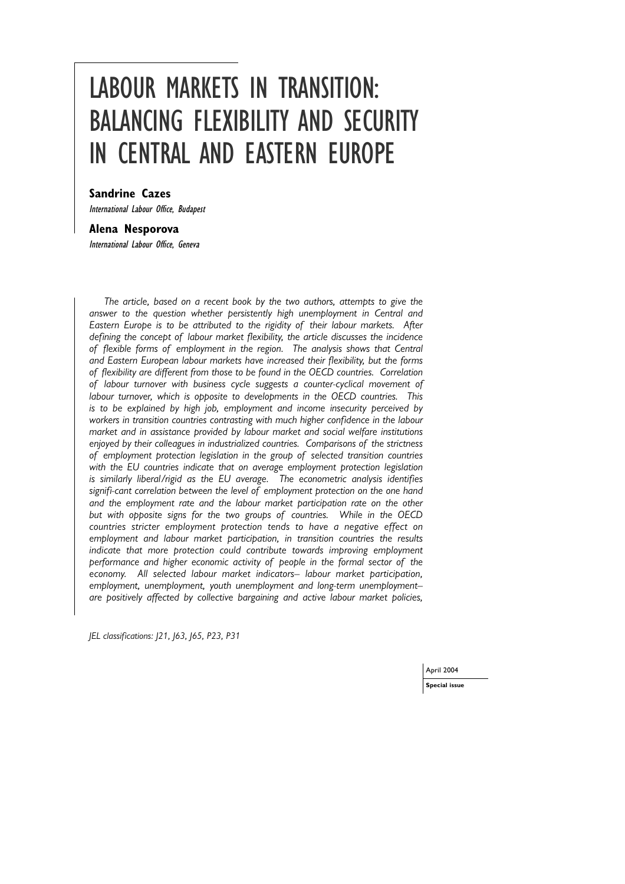# LABOUR MARKETS IN TRANSITION: BALANCING FLEXIBILITY AND SECURITY IN CENTRAL AND EASTERN EUROPE

**Sandrine Cazes**

*International Labour Office, Budapest*

**Alena Nesporova**

*International Labour Office, Geneva*

*The article, based on a recent book by the two authors, attempts to give the answer to the question whether persistently high unemployment in Central and Eastern Europe is to be attributed to the rigidity of their labour markets. After defining the concept of labour market flexibility, the article discusses the incidence of flexible forms of employment in the region. The analysis shows that Central and Eastern European labour markets have increased their flexibility, but the forms of flexibility are different from those to be found in the OECD countries. Correlation of labour turnover with business cycle suggests a counter-cyclical movement of labour turnover, which is opposite to developments in the OECD countries. This is to be explained by high job, employment and income insecurity perceived by workers in transition countries contrasting with much higher confidence in the labour market and in assistance provided by labour market and social welfare institutions enjoyed by their colleagues in industrialized countries. Comparisons of the strictness of employment protection legislation in the group of selected transition countries with the EU countries indicate that on average employment protection legislation is similarly liberal/rigid as the EU average. The econometric analysis identifies signifi-cant correlation between the level of employment protection on the one hand and the employment rate and the labour market participation rate on the other but with opposite signs for the two groups of countries. While in the OECD countries stricter employment protection tends to have a negative effect on employment and labour market participation, in transition countries the results indicate that more protection could contribute towards improving employment performance and higher economic activity of people in the formal sector of the economy. All selected labour market indicators– labour market participation, employment, unemployment, youth unemployment and long-term unemployment– are positively affected by collective bargaining and active labour market policies,*

*JEL classifications: J21, J63, J65, P23, P31*

April 2004

**Special issue**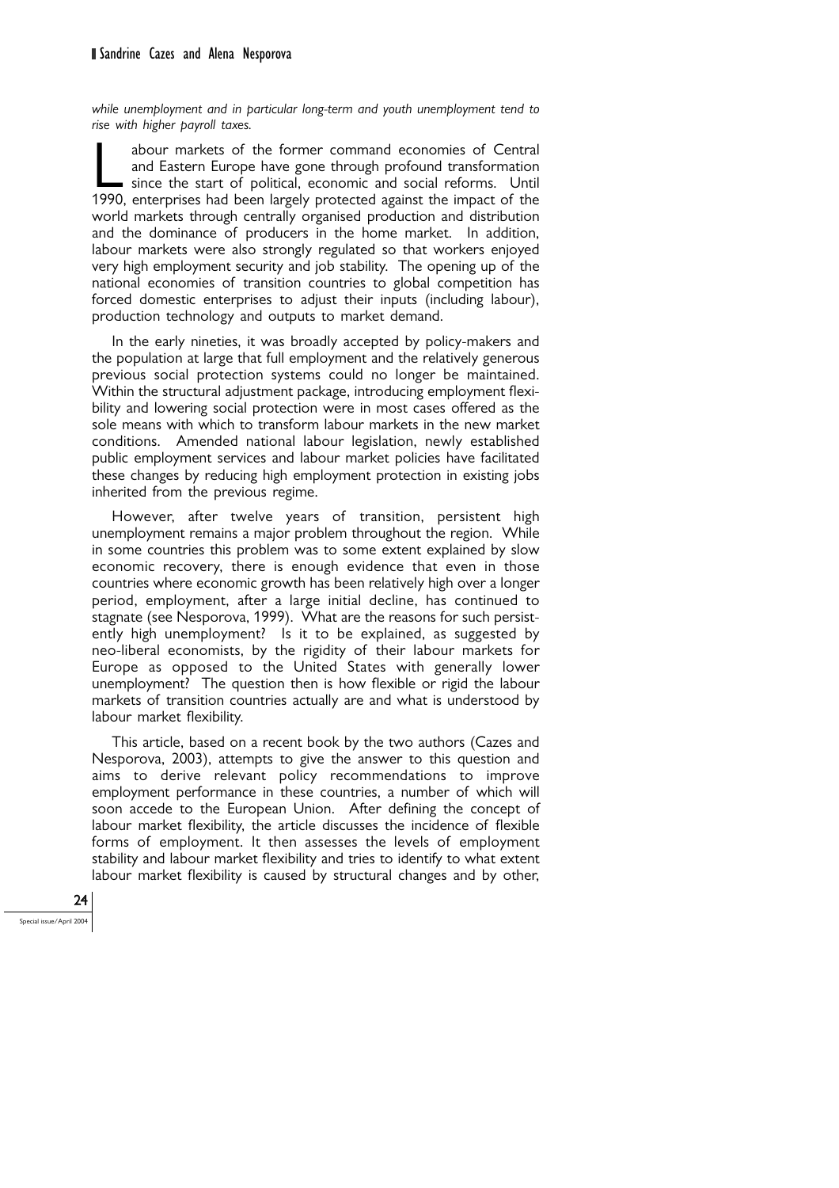*while unemployment and in particular long-term and youth unemployment tend to rise with higher payroll taxes.*

Labour markets of the former command economies of Central and Eastern Europe have gone through profound transformation since the start of political, economic and social reforms. Until 1990, enterprises had been largely protected against the impact of the world markets through centrally organised production and distribution and the dominance of producers in the home market. In addition, labour markets were also strongly regulated so that workers enjoyed very high employment security and job stability. The opening up of the national economies of transition countries to global competition has forced domestic enterprises to adjust their inputs (including labour), production technology and outputs to market demand.

In the early nineties, it was broadly accepted by policy-makers and the population at large that full employment and the relatively generous previous social protection systems could no longer be maintained. Within the structural adjustment package, introducing employment flexibility and lowering social protection were in most cases offered as the sole means with which to transform labour markets in the new market conditions. Amended national labour legislation, newly established public employment services and labour market policies have facilitated these changes by reducing high employment protection in existing jobs inherited from the previous regime.

However, after twelve years of transition, persistent high unemployment remains a major problem throughout the region. While in some countries this problem was to some extent explained by slow economic recovery, there is enough evidence that even in those countries where economic growth has been relatively high over a longer period, employment, after a large initial decline, has continued to stagnate (see Nesporova, 1999). What are the reasons for such persistently high unemployment? Is it to be explained, as suggested by neo-liberal economists, by the rigidity of their labour markets for Europe as opposed to the United States with generally lower unemployment? The question then is how flexible or rigid the labour markets of transition countries actually are and what is understood by labour market flexibility.

This article, based on a recent book by the two authors (Cazes and Nesporova, 2003), attempts to give the answer to this question and aims to derive relevant policy recommendations to improve employment performance in these countries, a number of which will soon accede to the European Union. After defining the concept of labour market flexibility, the article discusses the incidence of flexible forms of employment. It then assesses the levels of employment stability and labour market flexibility and tries to identify to what extent labour market flexibility is caused by structural changes and by other,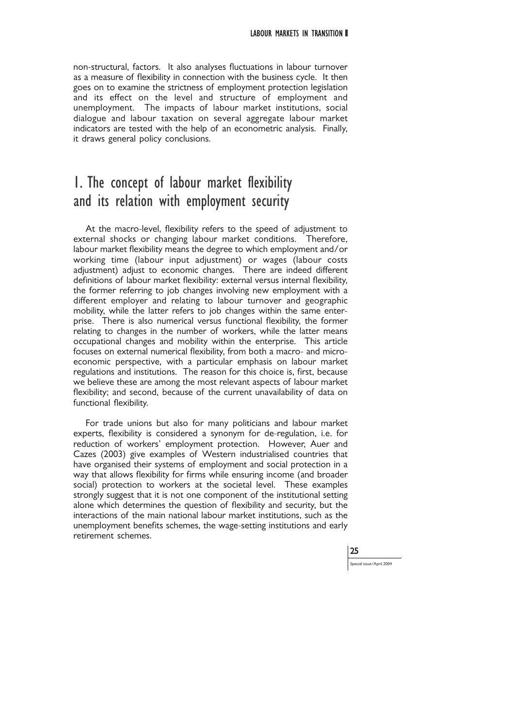non-structural, factors. It also analyses fluctuations in labour turnover as a measure of flexibility in connection with the business cycle. It then goes on to examine the strictness of employment protection legislation and its effect on the level and structure of employment and unemployment. The impacts of labour market institutions, social dialogue and labour taxation on several aggregate labour market indicators are tested with the help of an econometric analysis. Finally, it draws general policy conclusions.

# 1. The concept of labour market flexibility and its relation with employment security

At the macro-level, flexibility refers to the speed of adjustment to external shocks or changing labour market conditions. Therefore, labour market flexibility means the degree to which employment and/or working time (labour input adjustment) or wages (labour costs adjustment) adjust to economic changes. There are indeed different definitions of labour market flexibility: external versus internal flexibility, the former referring to job changes involving new employment with a different employer and relating to labour turnover and geographic mobility, while the latter refers to job changes within the same enterprise. There is also numerical versus functional flexibility, the former relating to changes in the number of workers, while the latter means occupational changes and mobility within the enterprise. This article focuses on external numerical flexibility, from both a macro- and micro-economic perspective, with a particular emphasis on labour market regulations and institutions. The reason for this choice is, first, because we believe these are among the most relevant aspects of labour market flexibility; and second, because of the current unavailability of data on functional flexibility.

For trade unions but also for many politicians and labour market experts, flexibility is considered a synonym for de-regulation, i.e. for reduction of workers' employment protection. However, Auer and Cazes (2003) give examples of Western industrialised countries that have organised their systems of employment and social protection in a way that allows flexibility for firms while ensuring income (and broader social) protection to workers at the societal level. These examples strongly suggest that it is not one component of the institutional setting alone which determines the question of flexibility and security, but the interactions of the main national labour market institutions, such as the unemployment benefits schemes, the wage-setting institutions and early retirement schemes.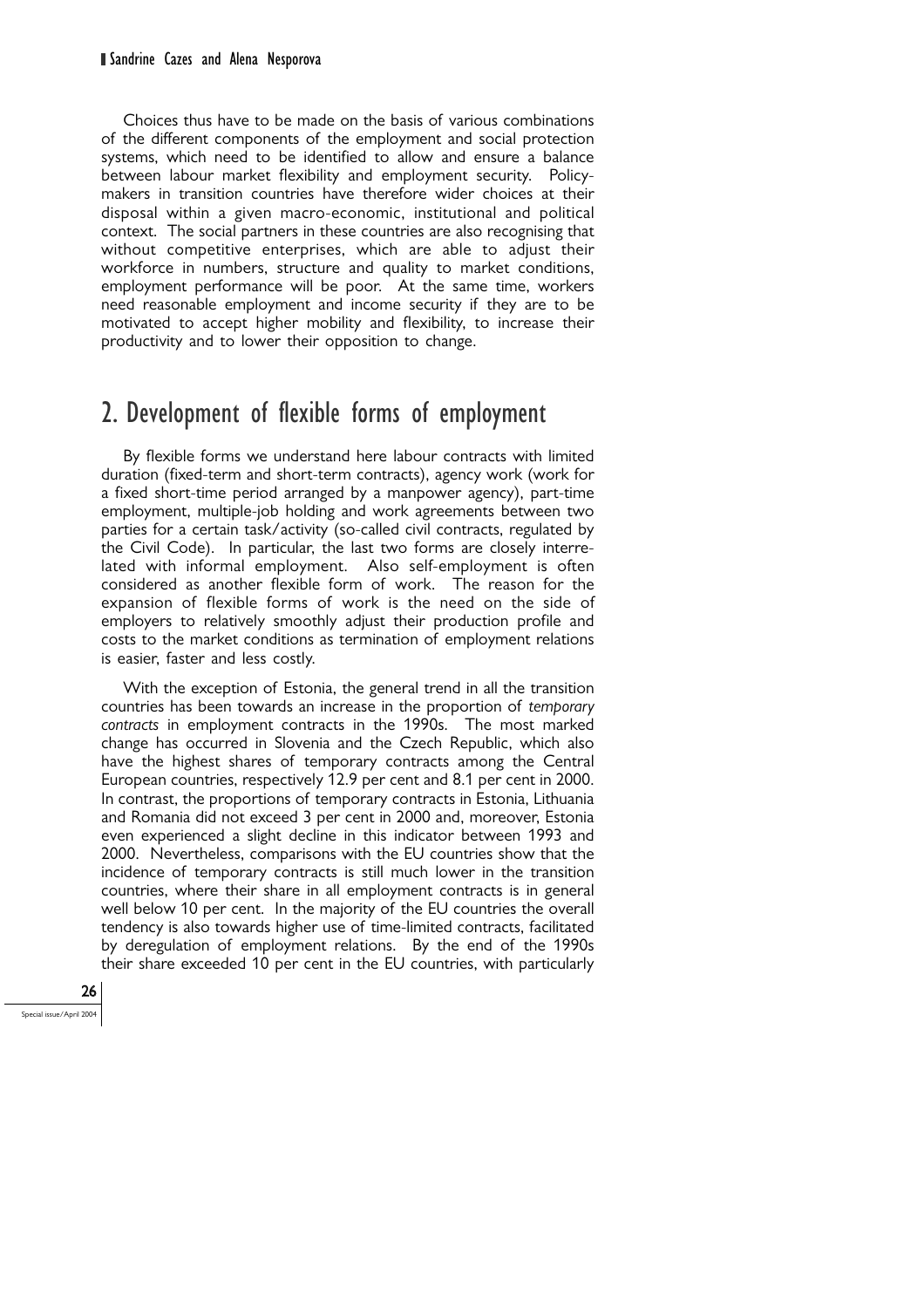Choices thus have to be made on the basis of various combinations of the different components of the employment and social protection systems, which need to be identified to allow and ensure a balance between labour market flexibility and employment security. Policy-makers in transition countries have therefore wider choices at their disposal within a given macro-economic, institutional and political context. The social partners in these countries are also recognising that without competitive enterprises, which are able to adjust their workforce in numbers, structure and quality to market conditions, employment performance will be poor. At the same time, workers need reasonable employment and income security if they are to be motivated to accept higher mobility and flexibility, to increase their productivity and to lower their opposition to change.

## 2. Development of flexible forms of employment

By flexible forms we understand here labour contracts with limited duration (fixed-term and short-term contracts), agency work (work for a fixed short-time period arranged by a manpower agency), part-time employment, multiple-job holding and work agreements between two parties for a certain task/activity (so-called civil contracts, regulated by the Civil Code). In particular, the last two forms are closely interrelated with informal employment. Also self-employment is often considered as another flexible form of work. The reason for the expansion of flexible forms of work is the need on the side of employers to relatively smoothly adjust their production profile and costs to the market conditions as termination of employment relations is easier, faster and less costly.

With the exception of Estonia, the general trend in all the transition countries has been towards an increase in the proportion of *temporary contracts* in employment contracts in the 1990s. The most marked change has occurred in Slovenia and the Czech Republic, which also have the highest shares of temporary contracts among the Central European countries, respectively 12.9 per cent and 8.1 per cent in 2000. In contrast, the proportions of temporary contracts in Estonia, Lithuania and Romania did not exceed 3 per cent in 2000 and, moreover, Estonia even experienced a slight decline in this indicator between 1993 and 2000. Nevertheless, comparisons with the EU countries show that the incidence of temporary contracts is still much lower in the transition countries, where their share in all employment contracts is in general well below 10 per cent. In the majority of the EU countries the overall tendency is also towards higher use of time-limited contracts, facilitated by deregulation of employment relations. By the end of the 1990s their share exceeded 10 per cent in the EU countries, with particularly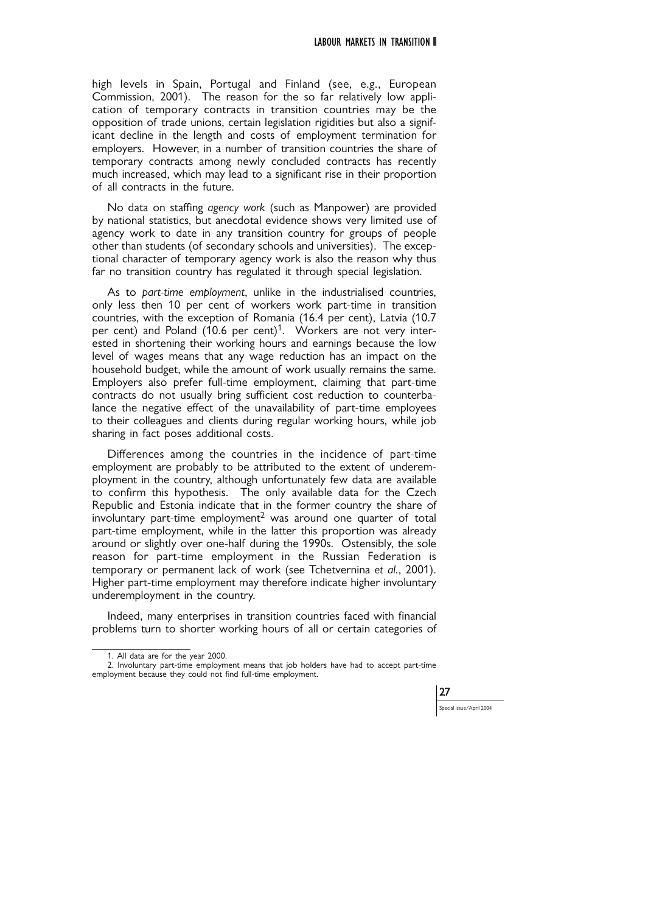high levels in Spain, Portugal and Finland (see, e.g., European Commission, 2001). The reason for the so far relatively low application of temporary contracts in transition countries may be the opposition of trade unions, certain legislation rigidities but also a significant decline in the length and costs of employment termination for employers. However, in a number of transition countries the share of temporary contracts among newly concluded contracts has recently much increased, which may lead to a significant rise in their proportion of all contracts in the future.

No data on staffing *agency work* (such as Manpower) are provided by national statistics, but anecdotal evidence shows very limited use of agency work to date in any transition country for groups of people other than students (of secondary schools and universities). The exceptional character of temporary agency work is also the reason why thus far no transition country has regulated it through special legislation.

As to *part-time employment*, unlike in the industrialised countries, only less then 10 per cent of workers work part-time in transition countries, with the exception of Romania (16.4 per cent), Latvia (10.7 per cent) and Poland (10.6 per cent)[1]. Workers are not very interested in shortening their working hours and earnings because the low level of wages means that any wage reduction has an impact on the household budget, while the amount of work usually remains the same. Employers also prefer full-time employment, claiming that part-time contracts do not usually bring sufficient cost reduction to counterbalance the negative effect of the unavailability of part-time employees to their colleagues and clients during regular working hours, while job sharing in fact poses additional costs.

Differences among the countries in the incidence of part-time employment are probably to be attributed to the extent of underemployment in the country, although unfortunately few data are available to confirm this hypothesis. The only available data for the Czech Republic and Estonia indicate that in the former country the share of involuntary part-time employment[2] was around one quarter of total part-time employment, while in the latter this proportion was already around or slightly over one-half during the 1990s. Ostensibly, the sole reason for part-time employment in the Russian Federation is temporary or permanent lack of work (see Tchetvernina *et al.*, 2001). Higher part-time employment may therefore indicate higher involuntary underemployment in the country.

Indeed, many enterprises in transition countries faced with financial problems turn to shorter working hours of all or certain categories of

---

1. All data are for the year 2000.

2. Involuntary part-time employment means that job holders have had to accept part-time employment because they could not find full-time employment.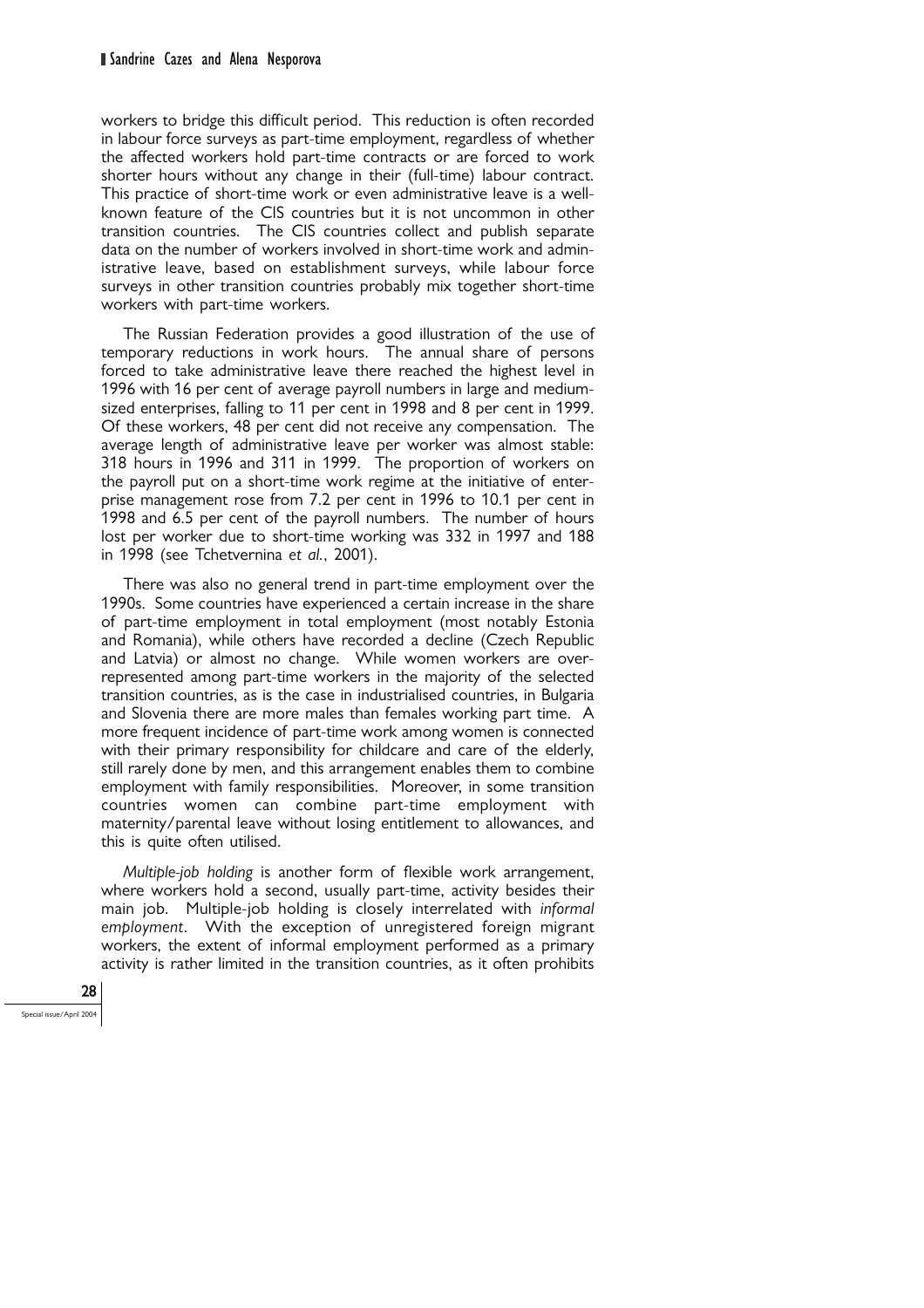workers to bridge this difficult period. This reduction is often recorded in labour force surveys as part-time employment, regardless of whether the affected workers hold part-time contracts or are forced to work shorter hours without any change in their (full-time) labour contract. This practice of short-time work or even administrative leave is a well-known feature of the CIS countries but it is not uncommon in other transition countries. The CIS countries collect and publish separate data on the number of workers involved in short-time work and administrative leave, based on establishment surveys, while labour force surveys in other transition countries probably mix together short-time workers with part-time workers.

The Russian Federation provides a good illustration of the use of temporary reductions in work hours. The annual share of persons forced to take administrative leave there reached the highest level in 1996 with 16 per cent of average payroll numbers in large and medium-sized enterprises, falling to 11 per cent in 1998 and 8 per cent in 1999. Of these workers, 48 per cent did not receive any compensation. The average length of administrative leave per worker was almost stable: 318 hours in 1996 and 311 in 1999. The proportion of workers on the payroll put on a short-time work regime at the initiative of enterprise management rose from 7.2 per cent in 1996 to 10.1 per cent in 1998 and 6.5 per cent of the payroll numbers. The number of hours lost per worker due to short-time working was 332 in 1997 and 188 in 1998 (see Tchetvernina *et al.*, 2001).

There was also no general trend in part-time employment over the 1990s. Some countries have experienced a certain increase in the share of part-time employment in total employment (most notably Estonia and Romania), while others have recorded a decline (Czech Republic and Latvia) or almost no change. While women workers are over-represented among part-time workers in the majority of the selected transition countries, as is the case in industrialised countries, in Bulgaria and Slovenia there are more males than females working part time. A more frequent incidence of part-time work among women is connected with their primary responsibility for childcare and care of the elderly, still rarely done by men, and this arrangement enables them to combine employment with family responsibilities. Moreover, in some transition countries women can combine part-time employment with maternity/parental leave without losing entitlement to allowances, and this is quite often utilised.

*Multiple-job holding* is another form of flexible work arrangement, where workers hold a second, usually part-time, activity besides their main job. Multiple-job holding is closely interrelated with *informal employment*. With the exception of unregistered foreign migrant workers, the extent of informal employment performed as a primary activity is rather limited in the transition countries, as it often prohibits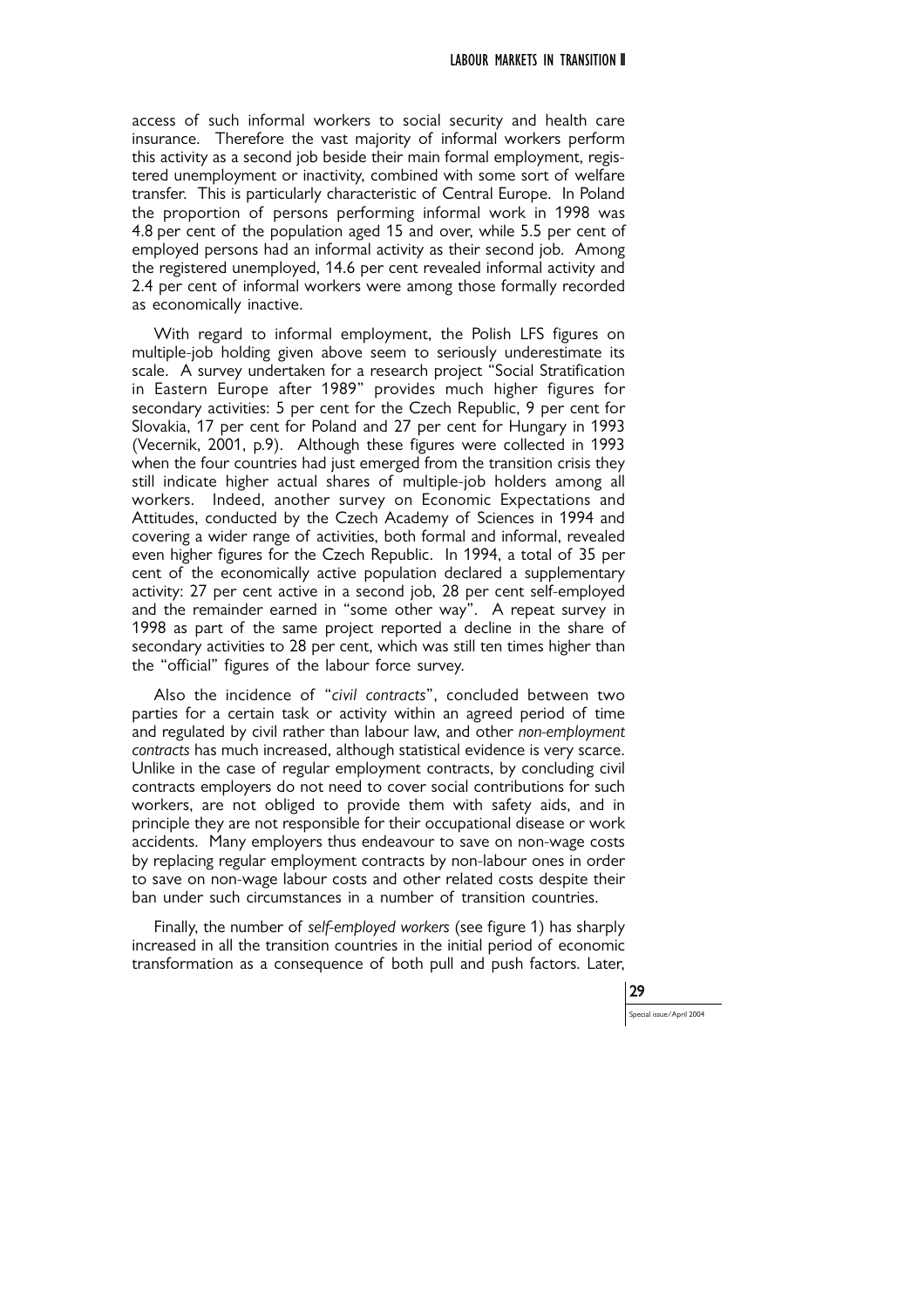access of such informal workers to social security and health care insurance. Therefore the vast majority of informal workers perform this activity as a second job beside their main formal employment, registered unemployment or inactivity, combined with some sort of welfare transfer. This is particularly characteristic of Central Europe. In Poland the proportion of persons performing informal work in 1998 was 4.8 per cent of the population aged 15 and over, while 5.5 per cent of employed persons had an informal activity as their second job. Among the registered unemployed, 14.6 per cent revealed informal activity and 2.4 per cent of informal workers were among those formally recorded as economically inactive.

With regard to informal employment, the Polish LFS figures on multiple-job holding given above seem to seriously underestimate its scale. A survey undertaken for a research project "Social Stratification in Eastern Europe after 1989" provides much higher figures for secondary activities: 5 per cent for the Czech Republic, 9 per cent for Slovakia, 17 per cent for Poland and 27 per cent for Hungary in 1993 (Vecernik, 2001, p.9). Although these figures were collected in 1993 when the four countries had just emerged from the transition crisis they still indicate higher actual shares of multiple-job holders among all workers. Indeed, another survey on Economic Expectations and Attitudes, conducted by the Czech Academy of Sciences in 1994 and covering a wider range of activities, both formal and informal, revealed even higher figures for the Czech Republic. In 1994, a total of 35 per cent of the economically active population declared a supplementary activity: 27 per cent active in a second job, 28 per cent self-employed and the remainder earned in "some other way". A repeat survey in 1998 as part of the same project reported a decline in the share of secondary activities to 28 per cent, which was still ten times higher than the "official" figures of the labour force survey.

Also the incidence of "*civil contracts*", concluded between two parties for a certain task or activity within an agreed period of time and regulated by civil rather than labour law, and other *non-employment contracts* has much increased, although statistical evidence is very scarce. Unlike in the case of regular employment contracts, by concluding civil contracts employers do not need to cover social contributions for such workers, are not obliged to provide them with safety aids, and in principle they are not responsible for their occupational disease or work accidents. Many employers thus endeavour to save on non-wage costs by replacing regular employment contracts by non-labour ones in order to save on non-wage labour costs and other related costs despite their ban under such circumstances in a number of transition countries.

Finally, the number of *self-employed workers* (see figure 1) has sharply increased in all the transition countries in the initial period of economic transformation as a consequence of both pull and push factors. Later,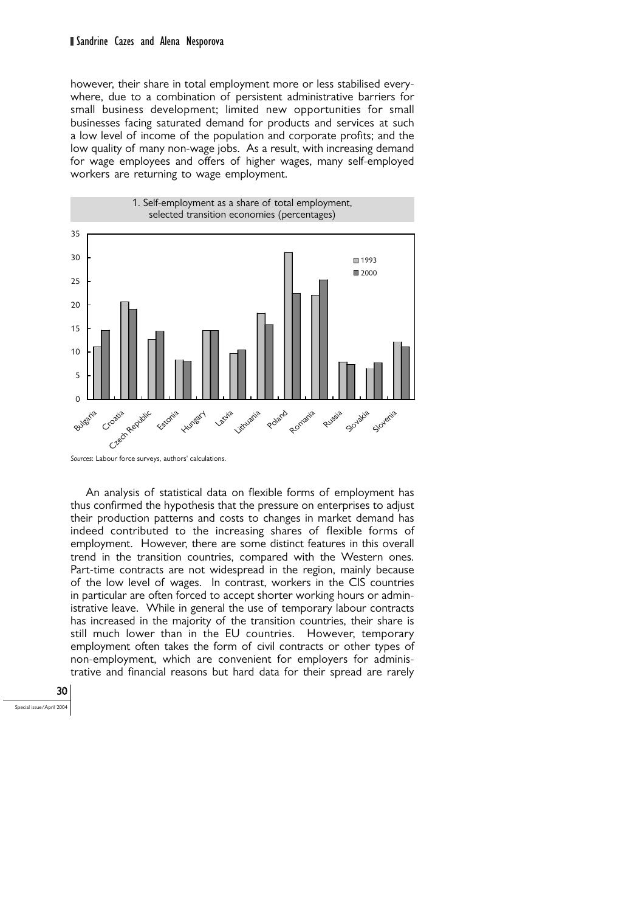however, their share in total employment more or less stabilised everywhere, due to a combination of persistent administrative barriers for small business development; limited new opportunities for small businesses facing saturated demand for products and services at such a low level of income of the population and corporate profits; and the low quality of many non-wage jobs. As a result, with increasing demand for wage employees and offers of higher wages, many self-employed workers are returning to wage employment.

1. Self-employment as a share of total employment, selected transition economies (percentages)

*Sources*: Labour force surveys, authors' calculations.

An analysis of statistical data on flexible forms of employment has thus confirmed the hypothesis that the pressure on enterprises to adjust their production patterns and costs to changes in market demand has indeed contributed to the increasing shares of flexible forms of employment. However, there are some distinct features in this overall trend in the transition countries, compared with the Western ones. Part-time contracts are not widespread in the region, mainly because of the low level of wages. In contrast, workers in the CIS countries in particular are often forced to accept shorter working hours or administrative leave. While in general the use of temporary labour contracts has increased in the majority of the transition countries, their share is still much lower than in the EU countries. However, temporary employment often takes the form of civil contracts or other types of non-employment, which are convenient for employers for administrative and financial reasons but hard data for their spread are rarely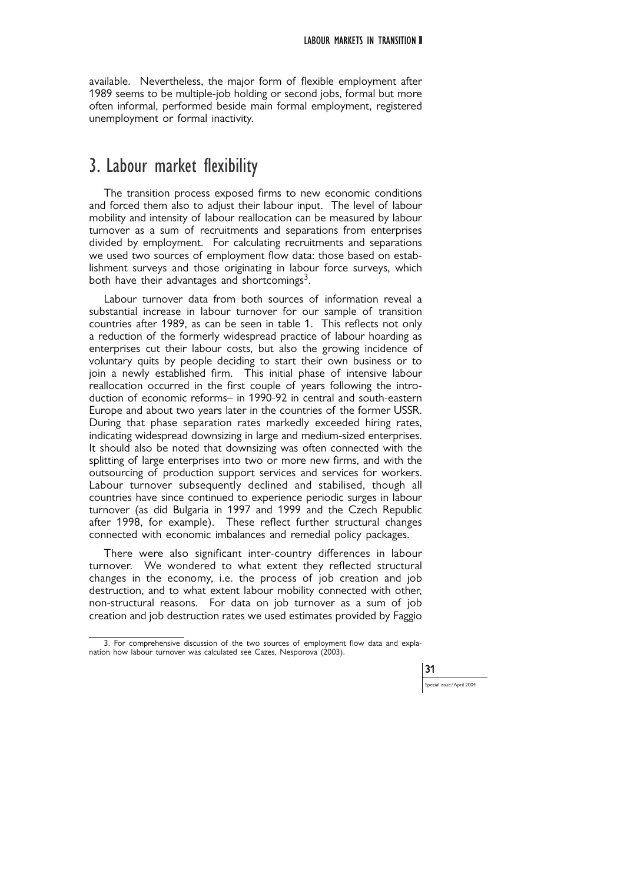available. Nevertheless, the major form of flexible employment after 1989 seems to be multiple-job holding or second jobs, formal but more often informal, performed beside main formal employment, registered unemployment or formal inactivity.

## 3. Labour market flexibility

The transition process exposed firms to new economic conditions and forced them also to adjust their labour input. The level of labour mobility and intensity of labour reallocation can be measured by labour turnover as a sum of recruitments and separations from enterprises divided by employment. For calculating recruitments and separations we used two sources of employment flow data: those based on establishment surveys and those originating in labour force surveys, which both have their advantages and shortcomings[3].

Labour turnover data from both sources of information reveal a substantial increase in labour turnover for our sample of transition countries after 1989, as can be seen in table 1. This reflects not only a reduction of the formerly widespread practice of labour hoarding as enterprises cut their labour costs, but also the growing incidence of voluntary quits by people deciding to start their own business or to join a newly established firm. This initial phase of intensive labour reallocation occurred in the first couple of years following the introduction of economic reforms– in 1990-92 in central and south-eastern Europe and about two years later in the countries of the former USSR. During that phase separation rates markedly exceeded hiring rates, indicating widespread downsizing in large and medium-sized enterprises. It should also be noted that downsizing was often connected with the splitting of large enterprises into two or more new firms, and with the outsourcing of production support services and services for workers. Labour turnover subsequently declined and stabilised, though all countries have since continued to experience periodic surges in labour turnover (as did Bulgaria in 1997 and 1999 and the Czech Republic after 1998, for example). These reflect further structural changes connected with economic imbalances and remedial policy packages.

There were also significant inter-country differences in labour turnover. We wondered to what extent they reflected structural changes in the economy, i.e. the process of job creation and job destruction, and to what extent labour mobility connected with other, non-structural reasons. For data on job turnover as a sum of job creation and job destruction rates we used estimates provided by Faggio

3. For comprehensive discussion of the two sources of employment flow data and explanation how labour turnover was calculated see Cazes, Nesporova (2003).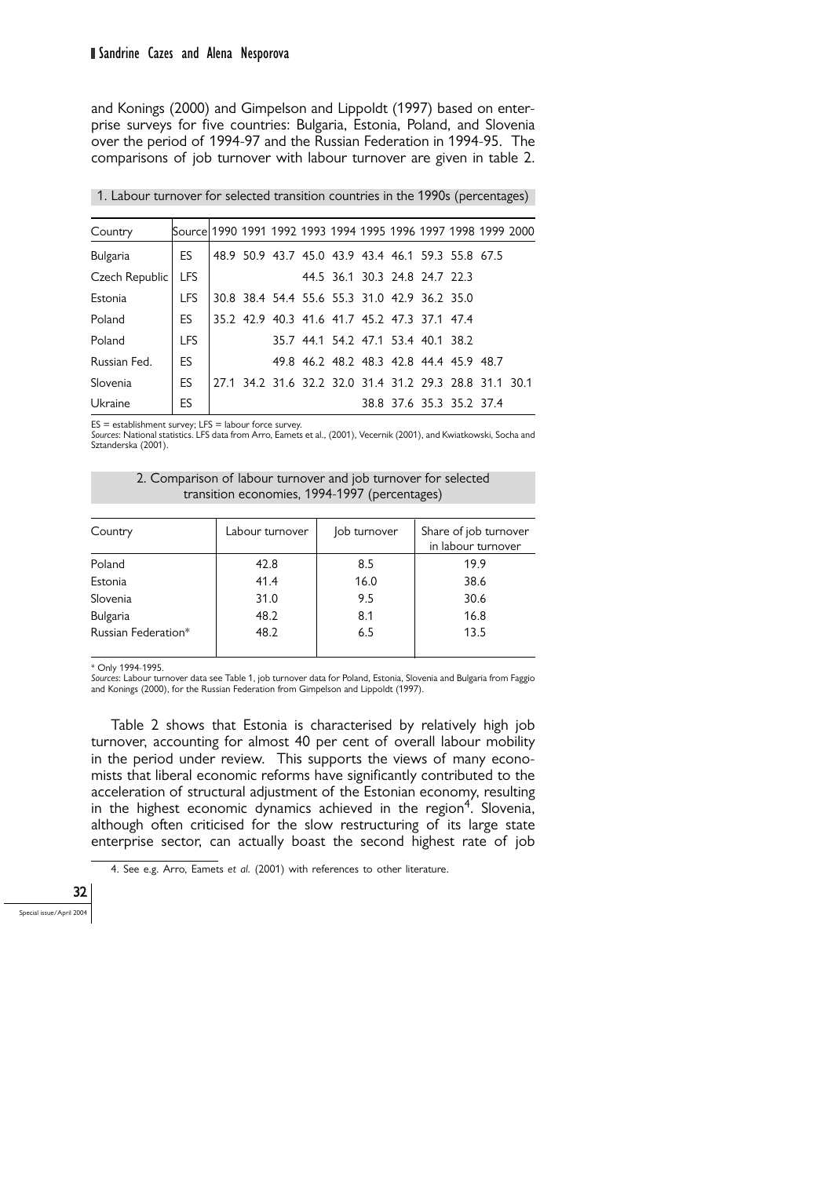and Konings (2000) and Gimpelson and Lippoldt (1997) based on enterprise surveys for five countries: Bulgaria, Estonia, Poland, and Slovenia over the period of 1994-97 and the Russian Federation in 1994-95. The comparisons of job turnover with labour turnover are given in table 2.

1. Labour turnover for selected transition countries in the 1990s (percentages)

| Country | Source | 1990 | 1991 | 1992 | 1993 | 1994 | 1995 | 1996 | 1997 | 1998 | 1999 | 2000 |
|---|---|---|---|---|---|---|---|---|---|---|---|---|
| Bulgaria | ES | 48.9 | 50.9 | 43.7 | 45.0 | 43.9 | 43.4 | 46.1 | 59.3 | 55.8 | 67.5 | |
| Czech Republic | LFS | | | | | | 44.5 | 36.1 | 30.3 | 24.8 | 24.7 | 22.3 |
| Estonia | LFS | 30.8 | 38.4 | 54.4 | 55.6 | 55.3 | 31.0 | 42.9 | 36.2 | 35.0 | | |
| Poland | ES | 35.2 | 42.9 | 40.3 | 41.6 | 41.7 | 45.2 | 47.3 | 37.1 | 47.4 | | |
| Poland | LFS | | | | 35.7 | 44.1 | 54.2 | 47.1 | 53.4 | 40.1 | 38.2 | |
| Russian Fed. | ES | | | | 49.8 | 46.2 | 48.2 | 48.3 | 42.8 | 44.4 | 45.9 | 48.7 |
| Slovenia | ES | 27.1 | 34.2 | 31.6 | 32.2 | 32.0 | 31.4 | 31.2 | 29.3 | 28.8 | 31.1 | 30.1 |
| Ukraine | ES | | | | | | | 38.8 | 37.6 | 35.3 | 35.2 | 37.4 |

ES = establishment survey; LFS = labour force survey.
*Sources*: National statistics. LFS data from Arro, Eamets et al., (2001), Vecernik (2001), and Kwiatkowski, Socha and Sztanderska (2001).

2. Comparison of labour turnover and job turnover for selected transition economies, 1994-1997 (percentages)

| Country | Labour turnover | Job turnover | Share of job turnover in labour turnover |
|---|---|---|---|
| Poland | 42.8 | 8.5 | 19.9 |
| Estonia | 41.4 | 16.0 | 38.6 |
| Slovenia | 31.0 | 9.5 | 30.6 |
| Bulgaria | 48.2 | 8.1 | 16.8 |
| Russian Federation* | 48.2 | 6.5 | 13.5 |

* Only 1994-1995.
*Sources*: Labour turnover data see Table 1, job turnover data for Poland, Estonia, Slovenia and Bulgaria from Faggio and Konings (2000), for the Russian Federation from Gimpelson and Lippoldt (1997).

Table 2 shows that Estonia is characterised by relatively high job turnover, accounting for almost 40 per cent of overall labour mobility in the period under review. This supports the views of many economists that liberal economic reforms have significantly contributed to the acceleration of structural adjustment of the Estonian economy, resulting in the highest economic dynamics achieved in the region[4]. Slovenia, although often criticised for the slow restructuring of its large state enterprise sector, can actually boast the second highest rate of job

4. See e.g. Arro, Eamets *et al.* (2001) with references to other literature.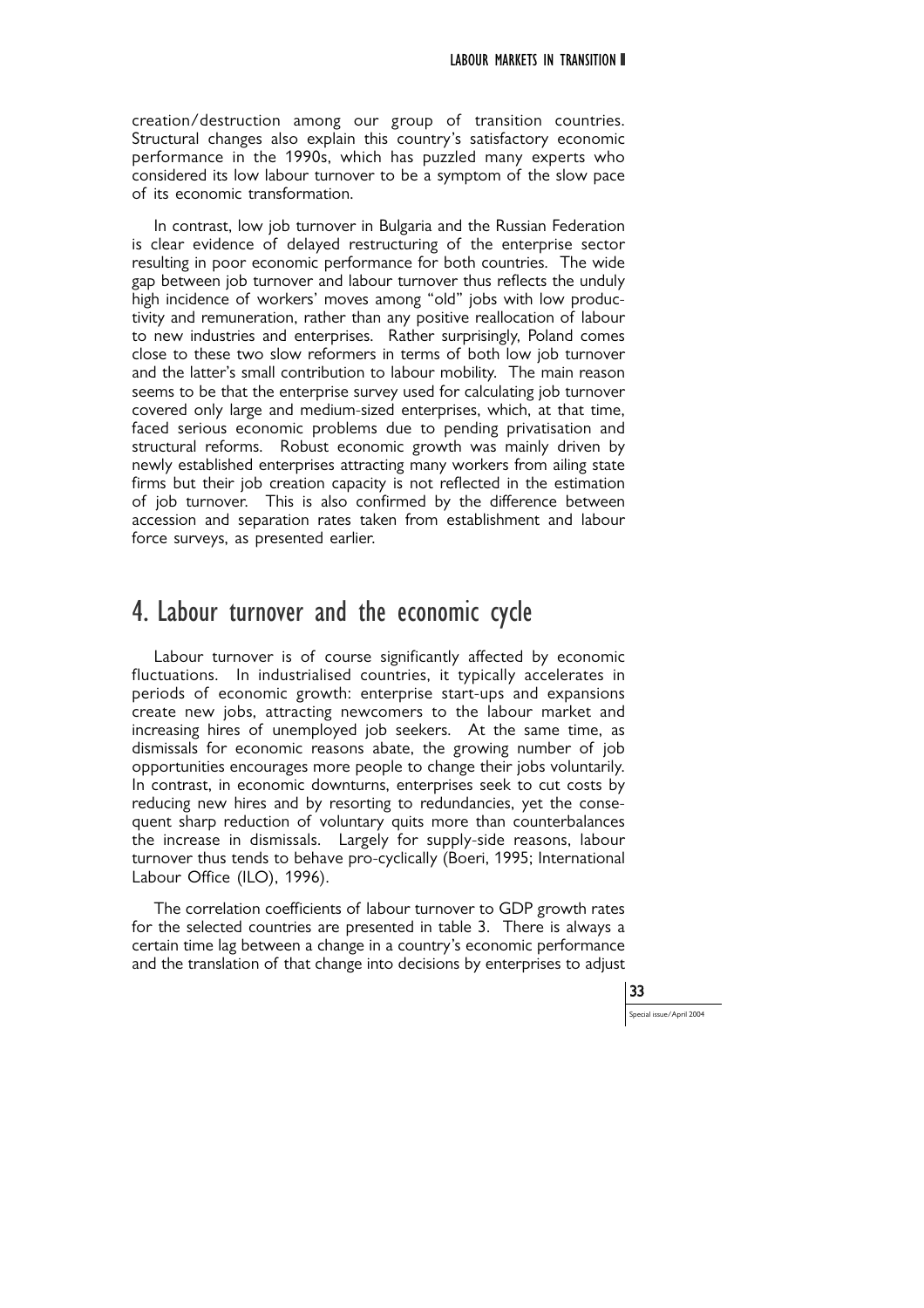creation/destruction among our group of transition countries. Structural changes also explain this country's satisfactory economic performance in the 1990s, which has puzzled many experts who considered its low labour turnover to be a symptom of the slow pace of its economic transformation.

In contrast, low job turnover in Bulgaria and the Russian Federation is clear evidence of delayed restructuring of the enterprise sector resulting in poor economic performance for both countries. The wide gap between job turnover and labour turnover thus reflects the unduly high incidence of workers' moves among "old" jobs with low productivity and remuneration, rather than any positive reallocation of labour to new industries and enterprises. Rather surprisingly, Poland comes close to these two slow reformers in terms of both low job turnover and the latter's small contribution to labour mobility. The main reason seems to be that the enterprise survey used for calculating job turnover covered only large and medium-sized enterprises, which, at that time, faced serious economic problems due to pending privatisation and structural reforms. Robust economic growth was mainly driven by newly established enterprises attracting many workers from ailing state firms but their job creation capacity is not reflected in the estimation of job turnover. This is also confirmed by the difference between accession and separation rates taken from establishment and labour force surveys, as presented earlier.

## 4. Labour turnover and the economic cycle

Labour turnover is of course significantly affected by economic fluctuations. In industrialised countries, it typically accelerates in periods of economic growth: enterprise start-ups and expansions create new jobs, attracting newcomers to the labour market and increasing hires of unemployed job seekers. At the same time, as dismissals for economic reasons abate, the growing number of job opportunities encourages more people to change their jobs voluntarily. In contrast, in economic downturns, enterprises seek to cut costs by reducing new hires and by resorting to redundancies, yet the consequent sharp reduction of voluntary quits more than counterbalances the increase in dismissals. Largely for supply-side reasons, labour turnover thus tends to behave pro-cyclically (Boeri, 1995; International Labour Office (ILO), 1996).

The correlation coefficients of labour turnover to GDP growth rates for the selected countries are presented in table 3. There is always a certain time lag between a change in a country's economic performance and the translation of that change into decisions by enterprises to adjust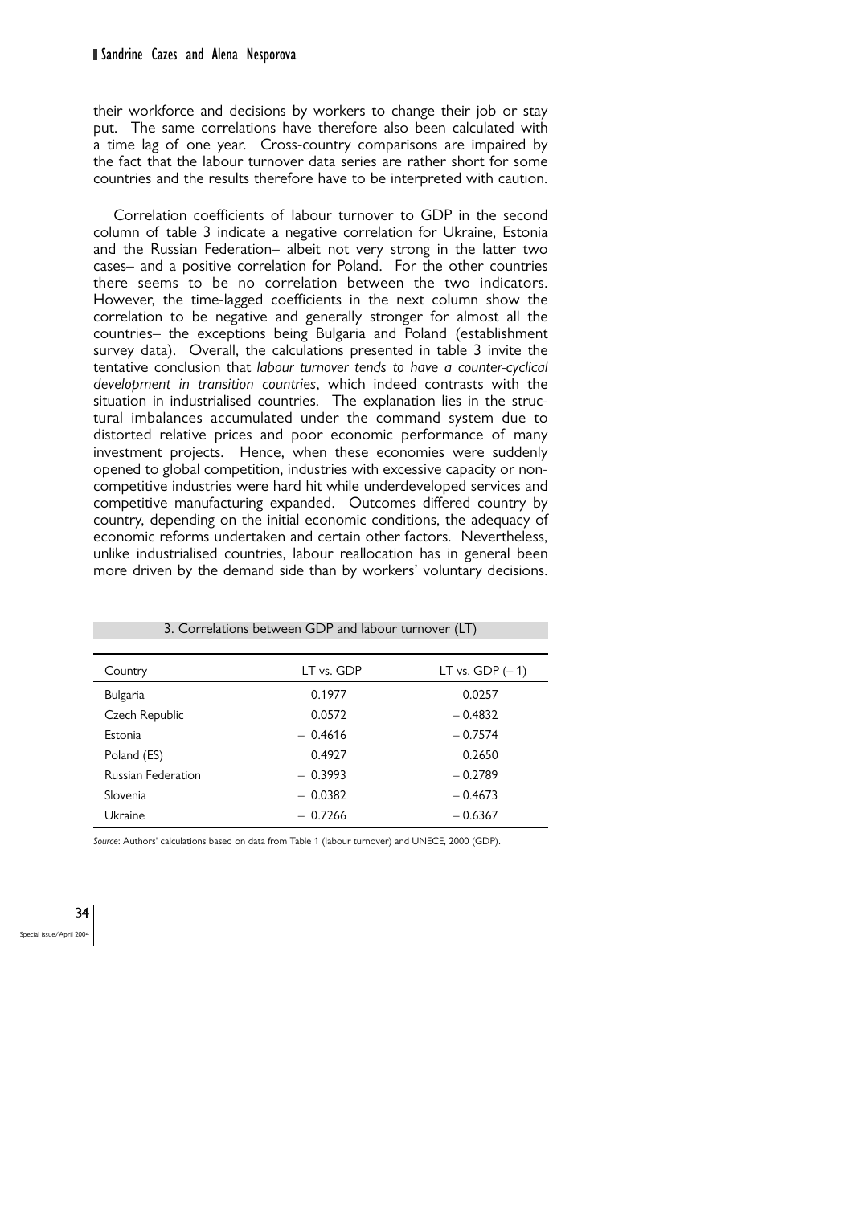their workforce and decisions by workers to change their job or stay put. The same correlations have therefore also been calculated with a time lag of one year. Cross-country comparisons are impaired by the fact that the labour turnover data series are rather short for some countries and the results therefore have to be interpreted with caution.

Correlation coefficients of labour turnover to GDP in the second column of table 3 indicate a negative correlation for Ukraine, Estonia and the Russian Federation– albeit not very strong in the latter two cases– and a positive correlation for Poland. For the other countries there seems to be no correlation between the two indicators. However, the time-lagged coefficients in the next column show the correlation to be negative and generally stronger for almost all the countries– the exceptions being Bulgaria and Poland (establishment survey data). Overall, the calculations presented in table 3 invite the tentative conclusion that *labour turnover tends to have a counter-cyclical development in transition countries*, which indeed contrasts with the situation in industrialised countries. The explanation lies in the structural imbalances accumulated under the command system due to distorted relative prices and poor economic performance of many investment projects. Hence, when these economies were suddenly opened to global competition, industries with excessive capacity or non-competitive industries were hard hit while underdeveloped services and competitive manufacturing expanded. Outcomes differed country by country, depending on the initial economic conditions, the adequacy of economic reforms undertaken and certain other factors. Nevertheless, unlike industrialised countries, labour reallocation has in general been more driven by the demand side than by workers' voluntary decisions.

3. Correlations between GDP and labour turnover (LT)

| Country | LT vs. GDP | LT vs. GDP (– 1) |
|---|---|---|
| Bulgaria | 0.1977 | 0.0257 |
| Czech Republic | 0.0572 | – 0.4832 |
| Estonia | – 0.4616 | – 0.7574 |
| Poland (ES) | 0.4927 | 0.2650 |
| Russian Federation | – 0.3993 | – 0.2789 |
| Slovenia | – 0.0382 | – 0.4673 |
| Ukraine | – 0.7266 | – 0.6367 |

*Source*: Authors' calculations based on data from Table 1 (labour turnover) and UNECE, 2000 (GDP).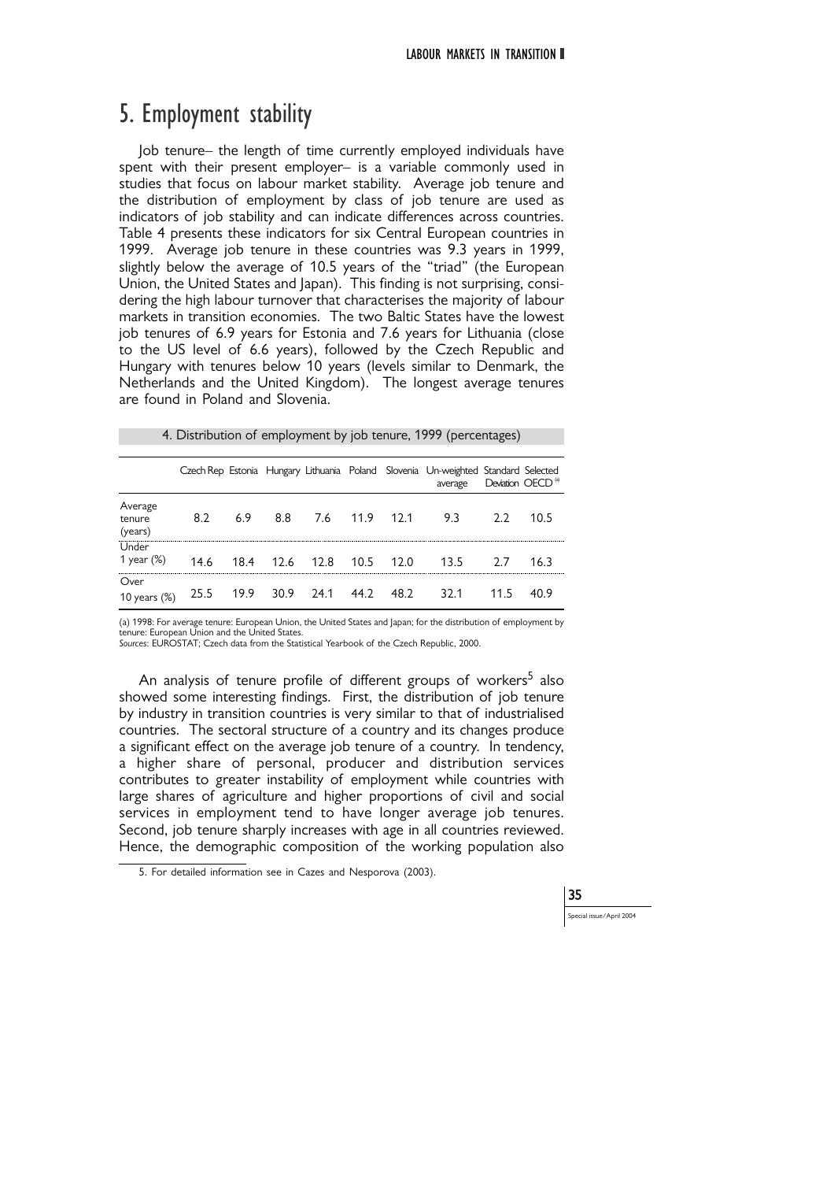## 5. Employment stability

Job tenure– the length of time currently employed individuals have spent with their present employer– is a variable commonly used in studies that focus on labour market stability. Average job tenure and the distribution of employment by class of job tenure are used as indicators of job stability and can indicate differences across countries. Table 4 presents these indicators for six Central European countries in 1999. Average job tenure in these countries was 9.3 years in 1999, slightly below the average of 10.5 years of the "triad" (the European Union, the United States and Japan). This finding is not surprising, considering the high labour turnover that characterises the majority of labour markets in transition economies. The two Baltic States have the lowest job tenures of 6.9 years for Estonia and 7.6 years for Lithuania (close to the US level of 6.6 years), followed by the Czech Republic and Hungary with tenures below 10 years (levels similar to Denmark, the Netherlands and the United Kingdom). The longest average tenures are found in Poland and Slovenia.

4. Distribution of employment by job tenure, 1999 (percentages)

| | Czech Rep | Estonia | Hungary | Lithuania | Poland | Slovenia | Un-weighted average | Standard Deviation | Selected OECD [a] |
|---|---|---|---|---|---|---|---|---|---|
| Average tenure (years) | 8.2 | 6.9 | 8.8 | 7.6 | 11.9 | 12.1 | 9.3 | 2.2 | 10.5 |
| Under 1 year (%) | 14.6 | 18.4 | 12.6 | 12.8 | 10.5 | 12.0 | 13.5 | 2.7 | 16.3 |
| Over 10 years (%) | 25.5 | 19.9 | 30.9 | 24.1 | 44.2 | 48.2 | 32.1 | 11.5 | 40.9 |

(a) 1998: For average tenure: European Union, the United States and Japan; for the distribution of employment by tenure: European Union and the United States.
*Sources*: EUROSTAT; Czech data from the Statistical Yearbook of the Czech Republic, 2000.

An analysis of tenure profile of different groups of workers[5] also showed some interesting findings. First, the distribution of job tenure by industry in transition countries is very similar to that of industrialised countries. The sectoral structure of a country and its changes produce a significant effect on the average job tenure of a country. In tendency, a higher share of personal, producer and distribution services contributes to greater instability of employment while countries with large shares of agriculture and higher proportions of civil and social services in employment tend to have longer average job tenures. Second, job tenure sharply increases with age in all countries reviewed. Hence, the demographic composition of the working population also

5. For detailed information see in Cazes and Nesporova (2003).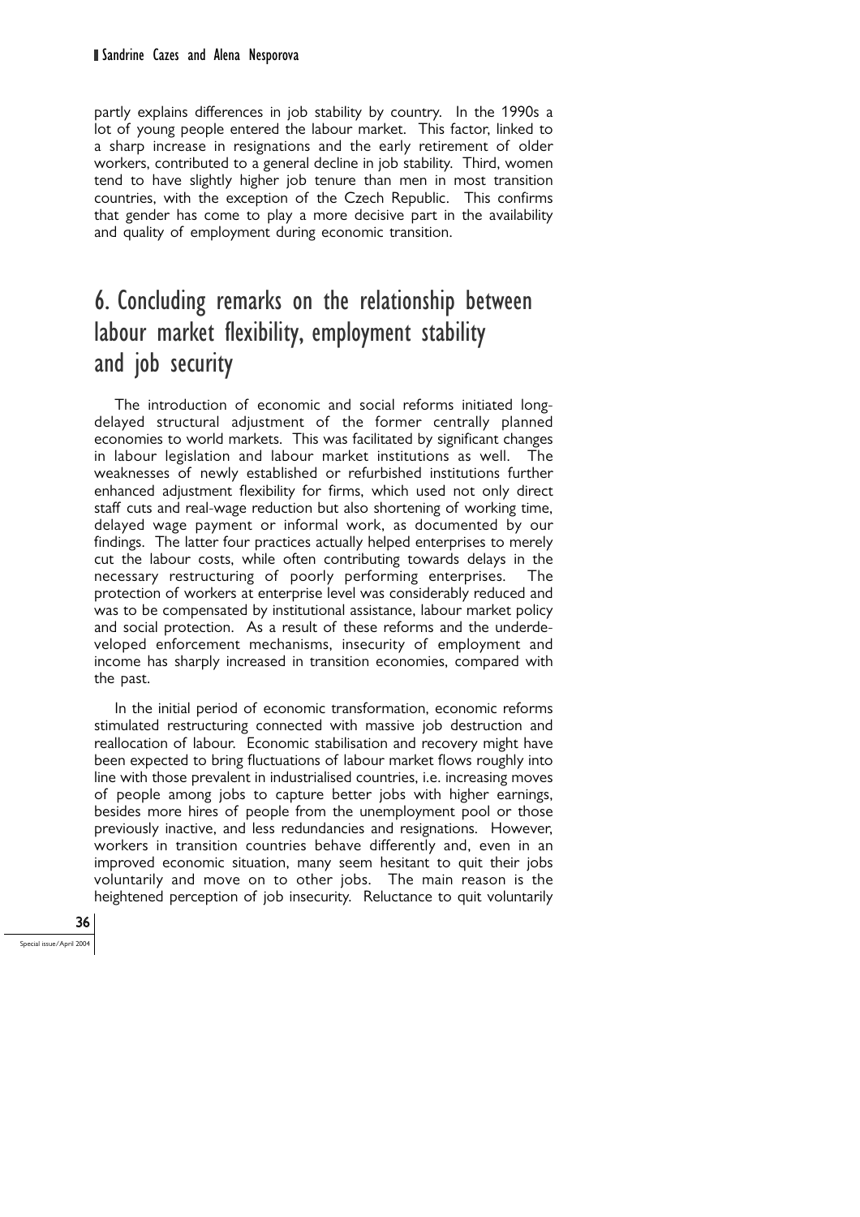partly explains differences in job stability by country. In the 1990s a lot of young people entered the labour market. This factor, linked to a sharp increase in resignations and the early retirement of older workers, contributed to a general decline in job stability. Third, women tend to have slightly higher job tenure than men in most transition countries, with the exception of the Czech Republic. This confirms that gender has come to play a more decisive part in the availability and quality of employment during economic transition.

## 6. Concluding remarks on the relationship between labour market flexibility, employment stability and job security

The introduction of economic and social reforms initiated long-delayed structural adjustment of the former centrally planned economies to world markets. This was facilitated by significant changes in labour legislation and labour market institutions as well. The weaknesses of newly established or refurbished institutions further enhanced adjustment flexibility for firms, which used not only direct staff cuts and real-wage reduction but also shortening of working time, delayed wage payment or informal work, as documented by our findings. The latter four practices actually helped enterprises to merely cut the labour costs, while often contributing towards delays in the necessary restructuring of poorly performing enterprises. The protection of workers at enterprise level was considerably reduced and was to be compensated by institutional assistance, labour market policy and social protection. As a result of these reforms and the underdeveloped enforcement mechanisms, insecurity of employment and income has sharply increased in transition economies, compared with the past.

In the initial period of economic transformation, economic reforms stimulated restructuring connected with massive job destruction and reallocation of labour. Economic stabilisation and recovery might have been expected to bring fluctuations of labour market flows roughly into line with those prevalent in industrialised countries, i.e. increasing moves of people among jobs to capture better jobs with higher earnings, besides more hires of people from the unemployment pool or those previously inactive, and less redundancies and resignations. However, workers in transition countries behave differently and, even in an improved economic situation, many seem hesitant to quit their jobs voluntarily and move on to other jobs. The main reason is the heightened perception of job insecurity. Reluctance to quit voluntarily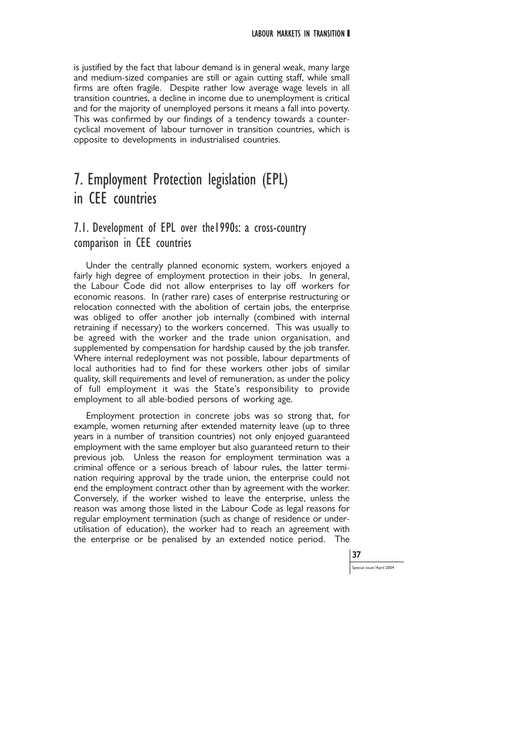is justified by the fact that labour demand is in general weak, many large and medium-sized companies are still or again cutting staff, while small firms are often fragile. Despite rather low average wage levels in all transition countries, a decline in income due to unemployment is critical and for the majority of unemployed persons it means a fall into poverty. This was confirmed by our findings of a tendency towards a counter-cyclical movement of labour turnover in transition countries, which is opposite to developments in industrialised countries.

# 7. Employment Protection legislation (EPL) in CEE countries

## 7.1. Development of EPL over the1990s: a cross-country comparison in CEE countries

Under the centrally planned economic system, workers enjoyed a fairly high degree of employment protection in their jobs. In general, the Labour Code did not allow enterprises to lay off workers for economic reasons. In (rather rare) cases of enterprise restructuring or relocation connected with the abolition of certain jobs, the enterprise was obliged to offer another job internally (combined with internal retraining if necessary) to the workers concerned. This was usually to be agreed with the worker and the trade union organisation, and supplemented by compensation for hardship caused by the job transfer. Where internal redeployment was not possible, labour departments of local authorities had to find for these workers other jobs of similar quality, skill requirements and level of remuneration, as under the policy of full employment it was the State's responsibility to provide employment to all able-bodied persons of working age.

Employment protection in concrete jobs was so strong that, for example, women returning after extended maternity leave (up to three years in a number of transition countries) not only enjoyed guaranteed employment with the same employer but also guaranteed return to their previous job. Unless the reason for employment termination was a criminal offence or a serious breach of labour rules, the latter termination requiring approval by the trade union, the enterprise could not end the employment contract other than by agreement with the worker. Conversely, if the worker wished to leave the enterprise, unless the reason was among those listed in the Labour Code as legal reasons for regular employment termination (such as change of residence or under-utilisation of education), the worker had to reach an agreement with the enterprise or be penalised by an extended notice period. The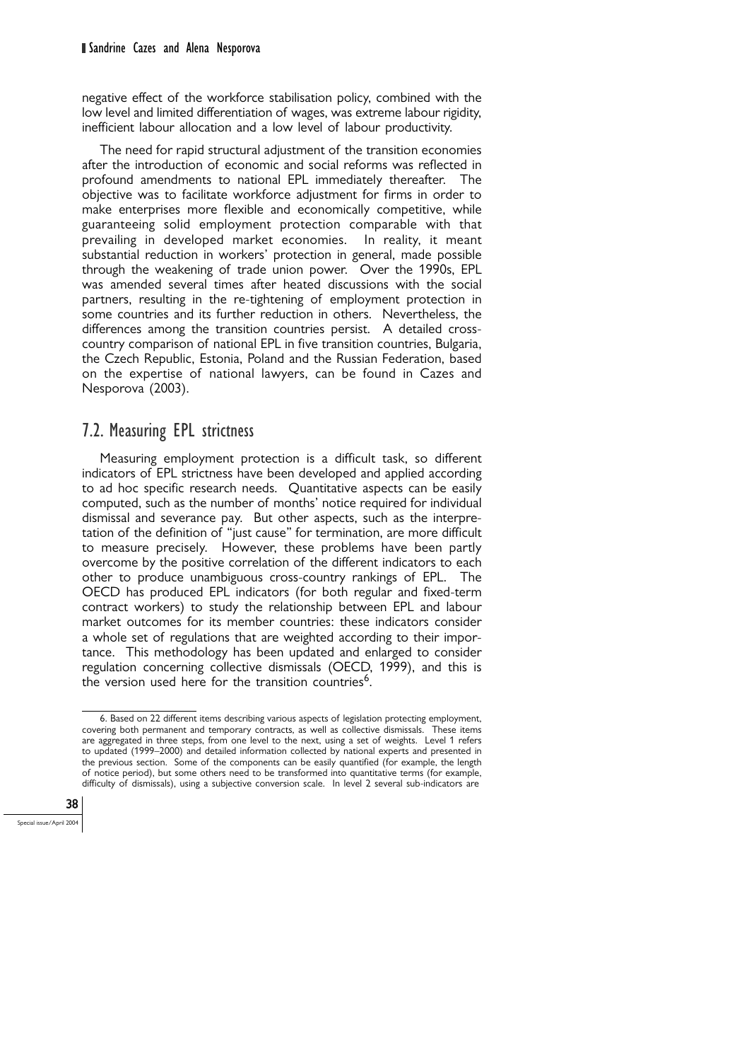negative effect of the workforce stabilisation policy, combined with the low level and limited differentiation of wages, was extreme labour rigidity, inefficient labour allocation and a low level of labour productivity.

The need for rapid structural adjustment of the transition economies after the introduction of economic and social reforms was reflected in profound amendments to national EPL immediately thereafter. The objective was to facilitate workforce adjustment for firms in order to make enterprises more flexible and economically competitive, while guaranteeing solid employment protection comparable with that prevailing in developed market economies. In reality, it meant substantial reduction in workers' protection in general, made possible through the weakening of trade union power. Over the 1990s, EPL was amended several times after heated discussions with the social partners, resulting in the re-tightening of employment protection in some countries and its further reduction in others. Nevertheless, the differences among the transition countries persist. A detailed cross-country comparison of national EPL in five transition countries, Bulgaria, the Czech Republic, Estonia, Poland and the Russian Federation, based on the expertise of national lawyers, can be found in Cazes and Nesporova (2003).

## 7.2. Measuring EPL strictness

Measuring employment protection is a difficult task, so different indicators of EPL strictness have been developed and applied according to ad hoc specific research needs. Quantitative aspects can be easily computed, such as the number of months' notice required for individual dismissal and severance pay. But other aspects, such as the interpretation of the definition of "just cause" for termination, are more difficult to measure precisely. However, these problems have been partly overcome by the positive correlation of the different indicators to each other to produce unambiguous cross-country rankings of EPL. The OECD has produced EPL indicators (for both regular and fixed-term contract workers) to study the relationship between EPL and labour market outcomes for its member countries: these indicators consider a whole set of regulations that are weighted according to their importance. This methodology has been updated and enlarged to consider regulation concerning collective dismissals (OECD, 1999), and this is the version used here for the transition countries[6].

6. Based on 22 different items describing various aspects of legislation protecting employment, covering both permanent and temporary contracts, as well as collective dismissals. These items are aggregated in three steps, from one level to the next, using a set of weights. Level 1 refers to updated (1999–2000) and detailed information collected by national experts and presented in the previous section. Some of the components can be easily quantified (for example, the length of notice period), but some others need to be transformed into quantitative terms (for example, difficulty of dismissals), using a subjective conversion scale. In level 2 several sub-indicators are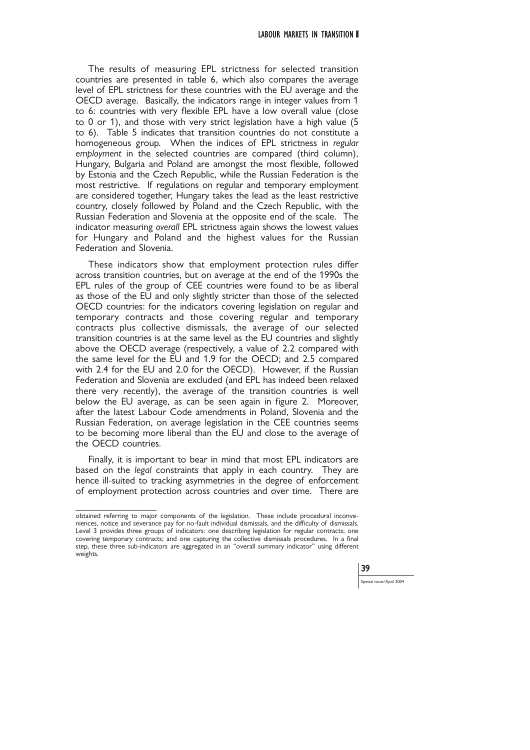The results of measuring EPL strictness for selected transition countries are presented in table 6, which also compares the average level of EPL strictness for these countries with the EU average and the OECD average. Basically, the indicators range in integer values from 1 to 6: countries with very flexible EPL have a low overall value (close to 0 or 1), and those with very strict legislation have a high value (5 to 6). Table 5 indicates that transition countries do not constitute a homogeneous group. When the indices of EPL strictness in *regular employment* in the selected countries are compared (third column), Hungary, Bulgaria and Poland are amongst the most flexible, followed by Estonia and the Czech Republic, while the Russian Federation is the most restrictive. If regulations on regular and temporary employment are considered together, Hungary takes the lead as the least restrictive country, closely followed by Poland and the Czech Republic, with the Russian Federation and Slovenia at the opposite end of the scale. The indicator measuring *overall* EPL strictness again shows the lowest values for Hungary and Poland and the highest values for the Russian Federation and Slovenia.

These indicators show that employment protection rules differ across transition countries, but on average at the end of the 1990s the EPL rules of the group of CEE countries were found to be as liberal as those of the EU and only slightly stricter than those of the selected OECD countries: for the indicators covering legislation on regular and temporary contracts and those covering regular and temporary contracts plus collective dismissals, the average of our selected transition countries is at the same level as the EU countries and slightly above the OECD average (respectively, a value of 2.2 compared with the same level for the EU and 1.9 for the OECD; and 2.5 compared with 2.4 for the EU and 2.0 for the OECD). However, if the Russian Federation and Slovenia are excluded (and EPL has indeed been relaxed there very recently), the average of the transition countries is well below the EU average, as can be seen again in figure 2. Moreover, after the latest Labour Code amendments in Poland, Slovenia and the Russian Federation, on average legislation in the CEE countries seems to be becoming more liberal than the EU and close to the average of the OECD countries.

Finally, it is important to bear in mind that most EPL indicators are based on the *legal* constraints that apply in each country. They are hence ill-suited to tracking asymmetries in the degree of enforcement of employment protection across countries and over time. There are

---

obtained referring to major components of the legislation. These include procedural inconveniences, notice and severance pay for no-fault individual dismissals, and the difficulty of dismissals. Level 3 provides three groups of indicators: one describing legislation for regular contracts; one covering temporary contracts; and one capturing the collective dismissals procedures. In a final step, these three sub-indicators are aggregated in an "overall summary indicator" using different weights.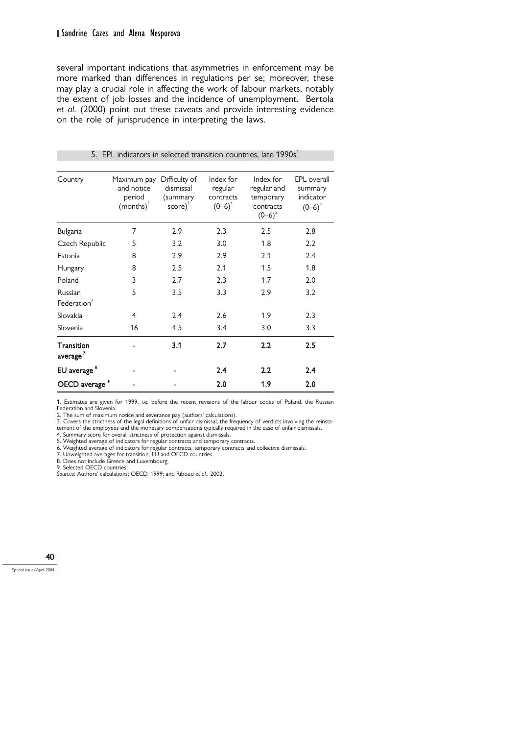several important indications that asymmetries in enforcement may be more marked than differences in regulations per se; moreover, these may play a crucial role in affecting the work of labour markets, notably the extent of job losses and the incidence of unemployment. Bertola *et al.* (2000) point out these caveats and provide interesting evidence on the role of jurisprudence in interpreting the laws.

5. EPL indicators in selected transition countries, late 1990s[1]

| Country | Maximum pay and notice period (months)[2] | Difficulty of dismissal (summary score)[3] | Index for regular contracts (0–6)[4] | Index for regular and temporary contracts (0–6)[5] | EPL overall summary indicator (0–6)[6] |
|---|---|---|---|---|---|
| Bulgaria | 7 | 2.9 | 2.3 | 2.5 | 2.8 |
| Czech Republic | 5 | 3.2 | 3.0 | 1.8 | 2.2 |
| Estonia | 8 | 2.9 | 2.9 | 2.1 | 2.4 |
| Hungary | 8 | 2.5 | 2.1 | 1.5 | 1.8 |
| Poland | 3 | 2.7 | 2.3 | 1.7 | 2.0 |
| Russian Federation[7] | 5 | 3.5 | 3.3 | 2.9 | 3.2 |
| Slovakia | 4 | 2.4 | 2.6 | 1.9 | 2.3 |
| Slovenia | 16 | 4.5 | 3.4 | 3.0 | 3.3 |
| **Transition average[7]** | - | **3.1** | **2.7** | **2.2** | **2.5** |
| **EU average[8]** | - | - | **2.4** | **2.2** | **2.4** |
| **OECD average[9]** | - | - | **2.0** | **1.9** | **2.0** |

1. Estimates are given for 1999, i.e. before the recent revisions of the labour codes of Poland, the Russian Federation and Slovenia.
2. The sum of maximum notice and severance pay (authors' calculations).
3. Covers the strictness of the legal definitions of unfair dismissal, the frequency of verdicts involving the reinstatement of the employees and the monetary compensations typically required in the case of unfair dismissals.
4. Summary score for overall strictness of protection against dismissals.
5. Weighted average of indicators for regular contracts and temporary contracts.
6. Weighted average of indicators for regular contracts, temporary contracts and collective dismissals.
7. Unweighted averages for transition, EU and OECD countries.
8. Does not include Greece and Luxembourg.
9. Selected OECD countries.

*Sources*: Authors' calculations; OECD, 1999; and Riboud *et al.*, 2002.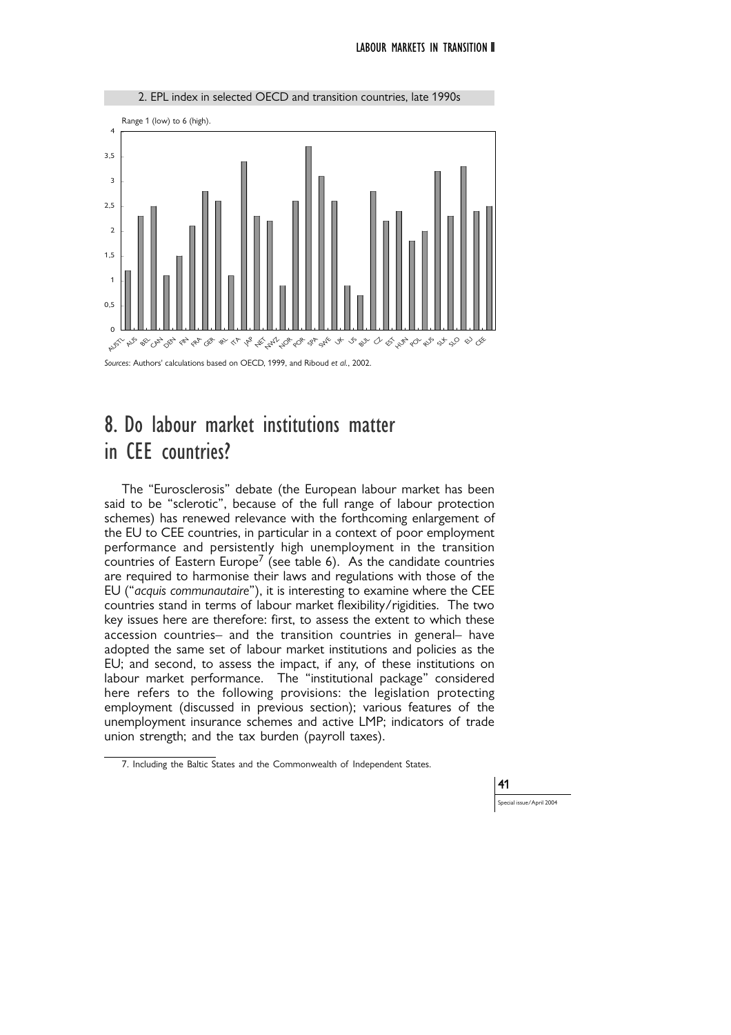2. EPL index in selected OECD and transition countries, late 1990s

Range 1 (low) to 6 (high).

*Sources*: Authors' calculations based on OECD, 1999, and Riboud *et al.*, 2002.

## 8. Do labour market institutions matter in CEE countries?

The "Eurosclerosis" debate (the European labour market has been said to be "sclerotic", because of the full range of labour protection schemes) has renewed relevance with the forthcoming enlargement of the EU to CEE countries, in particular in a context of poor employment performance and persistently high unemployment in the transition countries of Eastern Europe[7] (see table 6). As the candidate countries are required to harmonise their laws and regulations with those of the EU ("*acquis communautaire*"), it is interesting to examine where the CEE countries stand in terms of labour market flexibility/rigidities. The two key issues here are therefore: first, to assess the extent to which these accession countries– and the transition countries in general– have adopted the same set of labour market institutions and policies as the EU; and second, to assess the impact, if any, of these institutions on labour market performance. The "institutional package" considered here refers to the following provisions: the legislation protecting employment (discussed in previous section); various features of the unemployment insurance schemes and active LMP; indicators of trade union strength; and the tax burden (payroll taxes).

7. Including the Baltic States and the Commonwealth of Independent States.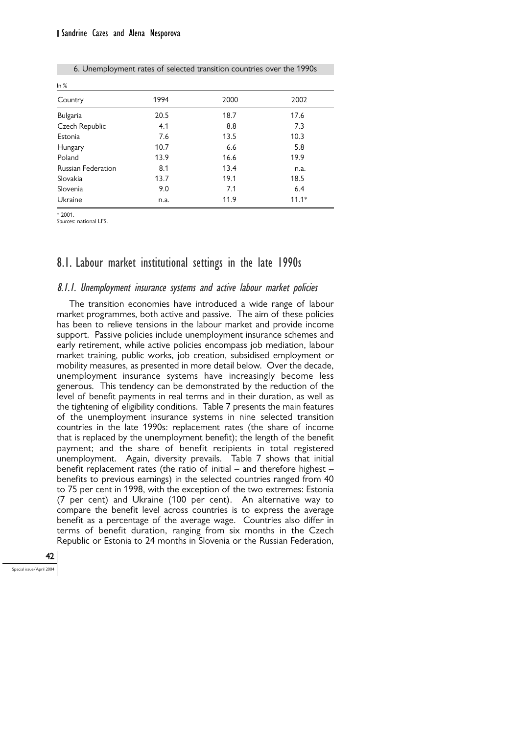6. Unemployment rates of selected transition countries over the 1990s

In %

| Country | 1994 | 2000 | 2002 |
|---|---|---|---|
| Bulgaria | 20.5 | 18.7 | 17.6 |
| Czech Republic | 4.1 | 8.8 | 7.3 |
| Estonia | 7.6 | 13.5 | 10.3 |
| Hungary | 10.7 | 6.6 | 5.8 |
| Poland | 13.9 | 16.6 | 19.9 |
| Russian Federation | 8.1 | 13.4 | n.a. |
| Slovakia | 13.7 | 19.1 | 18.5 |
| Slovenia | 9.0 | 7.1 | 6.4 |
| Ukraine | n.a. | 11.9 | 11.1* |

\* 2001.
*Sources*: national LFS.

## 8.1. Labour market institutional settings in the late 1990s

### *8.1.1. Unemployment insurance systems and active labour market policies*

The transition economies have introduced a wide range of labour market programmes, both active and passive. The aim of these policies has been to relieve tensions in the labour market and provide income support. Passive policies include unemployment insurance schemes and early retirement, while active policies encompass job mediation, labour market training, public works, job creation, subsidised employment or mobility measures, as presented in more detail below. Over the decade, unemployment insurance systems have increasingly become less generous. This tendency can be demonstrated by the reduction of the level of benefit payments in real terms and in their duration, as well as the tightening of eligibility conditions. Table 7 presents the main features of the unemployment insurance systems in nine selected transition countries in the late 1990s: replacement rates (the share of income that is replaced by the unemployment benefit); the length of the benefit payment; and the share of benefit recipients in total registered unemployment. Again, diversity prevails. Table 7 shows that initial benefit replacement rates (the ratio of initial – and therefore highest – benefits to previous earnings) in the selected countries ranged from 40 to 75 per cent in 1998, with the exception of the two extremes: Estonia (7 per cent) and Ukraine (100 per cent). An alternative way to compare the benefit level across countries is to express the average benefit as a percentage of the average wage. Countries also differ in terms of benefit duration, ranging from six months in the Czech Republic or Estonia to 24 months in Slovenia or the Russian Federation,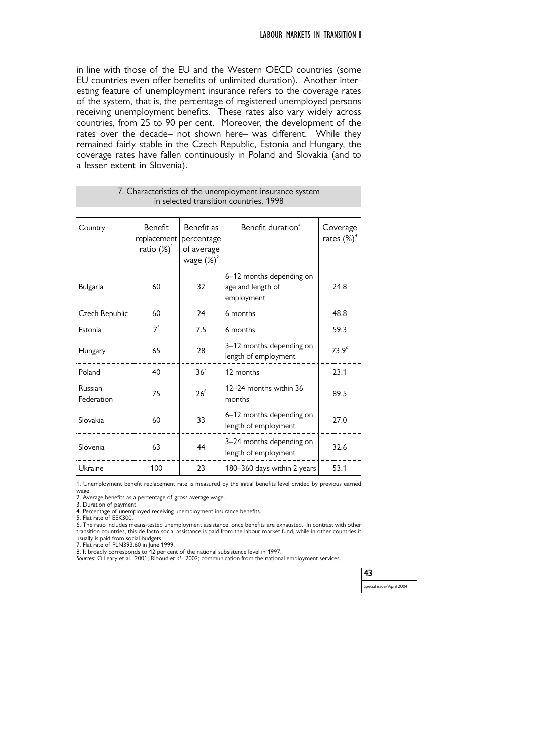in line with those of the EU and the Western OECD countries (some EU countries even offer benefits of unlimited duration). Another interesting feature of unemployment insurance refers to the coverage rates of the system, that is, the percentage of registered unemployed persons receiving unemployment benefits. These rates also vary widely across countries, from 25 to 90 per cent. Moreover, the development of the rates over the decade– not shown here– was different. While they remained fairly stable in the Czech Republic, Estonia and Hungary, the coverage rates have fallen continuously in Poland and Slovakia (and to a lesser extent in Slovenia).

7. Characteristics of the unemployment insurance system in selected transition countries, 1998

| Country | Benefit replacement ratio (%)[1] | Benefit as percentage of average wage (%)[2] | Benefit duration[3] | Coverage rates (%)[4] |
|---|---|---|---|---|
| Bulgaria | 60 | 32 | 6–12 months depending on age and length of employment | 24.8 |
| Czech Republic | 60 | 24 | 6 months | 48.8 |
| Estonia | 7[5] | 7.5 | 6 months | 59.3 |
| Hungary | 65 | 28 | 3–12 months depending on length of employment | 73.9[6] |
| Poland | 40 | 36[7] | 12 months | 23.1 |
| Russian Federation | 75 | 26[8] | 12–24 months within 36 months | 89.5 |
| Slovakia | 60 | 33 | 6–12 months depending on length of employment | 27.0 |
| Slovenia | 63 | 44 | 3–24 months depending on length of employment | 32.6 |
| Ukraine | 100 | 23 | 180–360 days within 2 years | 53.1 |

1. Unemployment benefit replacement rate is measured by the initial benefits level divided by previous earned wage.
2. Average benefits as a percentage of gross average wage.
3. Duration of payment.
4. Percentage of unemployed receiving unemployment insurance benefits.
5. Flat rate of EEK300.
6. The ratio includes means-tested unemployment assistance, once benefits are exhausted. In contrast with other transition countries, this de facto social assistance is paid from the labour market fund, while in other countries it usually is paid from social budgets.
7. Flat rate of PLN393.60 in June 1999.
8. It broadly corresponds to 42 per cent of the national subsistence level in 1997.

*Sources*: O'Leary et al., 2001; Riboud *et al.*, 2002; communication from the national employment services.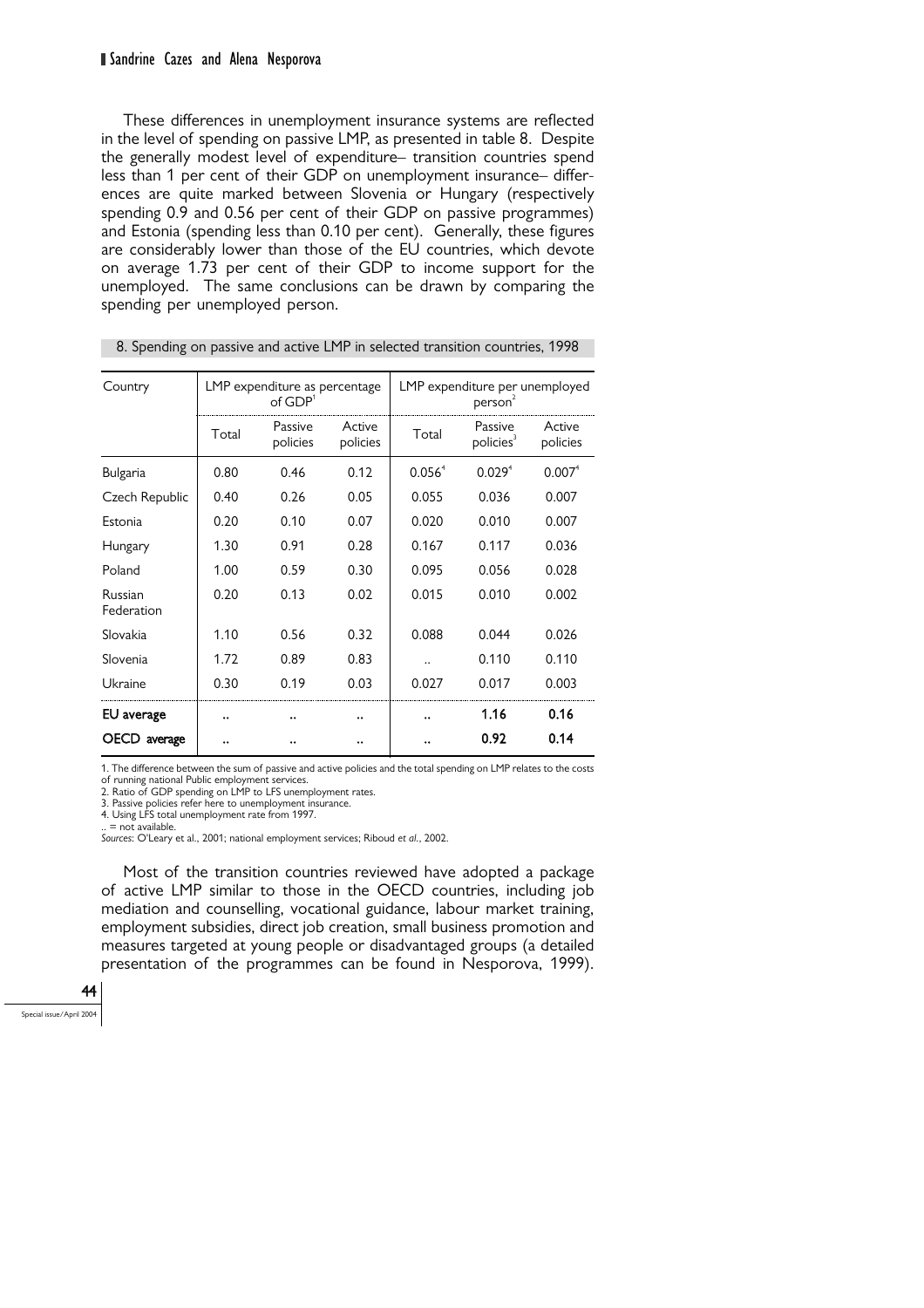These differences in unemployment insurance systems are reflected in the level of spending on passive LMP, as presented in table 8. Despite the generally modest level of expenditure– transition countries spend less than 1 per cent of their GDP on unemployment insurance– differences are quite marked between Slovenia or Hungary (respectively spending 0.9 and 0.56 per cent of their GDP on passive programmes) and Estonia (spending less than 0.10 per cent). Generally, these figures are considerably lower than those of the EU countries, which devote on average 1.73 per cent of their GDP to income support for the unemployed. The same conclusions can be drawn by comparing the spending per unemployed person.

8. Spending on passive and active LMP in selected transition countries, 1998

| Country | LMP expenditure as percentage of GDP[1] | | | LMP expenditure per unemployed person[2] | | |
|---|---|---|---|---|---|---|
| | Total | Passive policies | Active policies | Total | Passive policies[3] | Active policies |
| Bulgaria | 0.80 | 0.46 | 0.12 | 0.056[4] | 0.029[4] | 0.007[4] |
| Czech Republic | 0.40 | 0.26 | 0.05 | 0.055 | 0.036 | 0.007 |
| Estonia | 0.20 | 0.10 | 0.07 | 0.020 | 0.010 | 0.007 |
| Hungary | 1.30 | 0.91 | 0.28 | 0.167 | 0.117 | 0.036 |
| Poland | 1.00 | 0.59 | 0.30 | 0.095 | 0.056 | 0.028 |
| Russian Federation | 0.20 | 0.13 | 0.02 | 0.015 | 0.010 | 0.002 |
| Slovakia | 1.10 | 0.56 | 0.32 | 0.088 | 0.044 | 0.026 |
| Slovenia | 1.72 | 0.89 | 0.83 | .. | 0.110 | 0.110 |
| Ukraine | 0.30 | 0.19 | 0.03 | 0.027 | 0.017 | 0.003 |
| **EU average** | .. | .. | .. | .. | **1.16** | **0.16** |
| **OECD average** | .. | .. | .. | .. | **0.92** | **0.14** |

1. The difference between the sum of passive and active policies and the total spending on LMP relates to the costs of running national Public employment services.
2. Ratio of GDP spending on LMP to LFS unemployment rates.
3. Passive policies refer here to unemployment insurance.
4. Using LFS total unemployment rate from 1997.
.. = not available.
*Sources*: O'Leary et al., 2001; national employment services; Riboud *et al.*, 2002.

Most of the transition countries reviewed have adopted a package of active LMP similar to those in the OECD countries, including job mediation and counselling, vocational guidance, labour market training, employment subsidies, direct job creation, small business promotion and measures targeted at young people or disadvantaged groups (a detailed presentation of the programmes can be found in Nesporova, 1999).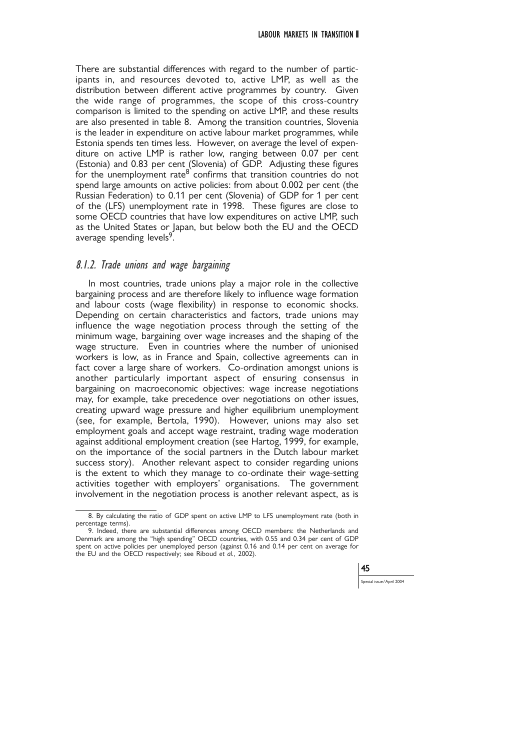There are substantial differences with regard to the number of participants in, and resources devoted to, active LMP, as well as the distribution between different active programmes by country. Given the wide range of programmes, the scope of this cross-country comparison is limited to the spending on active LMP, and these results are also presented in table 8. Among the transition countries, Slovenia is the leader in expenditure on active labour market programmes, while Estonia spends ten times less. However, on average the level of expenditure on active LMP is rather low, ranging between 0.07 per cent (Estonia) and 0.83 per cent (Slovenia) of GDP. Adjusting these figures for the unemployment rate[8] confirms that transition countries do not spend large amounts on active policies: from about 0.002 per cent (the Russian Federation) to 0.11 per cent (Slovenia) of GDP for 1 per cent of the (LFS) unemployment rate in 1998. These figures are close to some OECD countries that have low expenditures on active LMP, such as the United States or Japan, but below both the EU and the OECD average spending levels[9].

### *8.1.2. Trade unions and wage bargaining*

In most countries, trade unions play a major role in the collective bargaining process and are therefore likely to influence wage formation and labour costs (wage flexibility) in response to economic shocks. Depending on certain characteristics and factors, trade unions may influence the wage negotiation process through the setting of the minimum wage, bargaining over wage increases and the shaping of the wage structure. Even in countries where the number of unionised workers is low, as in France and Spain, collective agreements can in fact cover a large share of workers. Co-ordination amongst unions is another particularly important aspect of ensuring consensus in bargaining on macroeconomic objectives: wage increase negotiations may, for example, take precedence over negotiations on other issues, creating upward wage pressure and higher equilibrium unemployment (see, for example, Bertola, 1990). However, unions may also set employment goals and accept wage restraint, trading wage moderation against additional employment creation (see Hartog, 1999, for example, on the importance of the social partners in the Dutch labour market success story). Another relevant aspect to consider regarding unions is the extent to which they manage to co-ordinate their wage-setting activities together with employers' organisations. The government involvement in the negotiation process is another relevant aspect, as is

---

8. By calculating the ratio of GDP spent on active LMP to LFS unemployment rate (both in percentage terms).

9. Indeed, there are substantial differences among OECD members: the Netherlands and Denmark are among the "high spending" OECD countries, with 0.55 and 0.34 per cent of GDP spent on active policies per unemployed person (against 0.16 and 0.14 per cent on average for the EU and the OECD respectively; see Riboud *et al.*, 2002).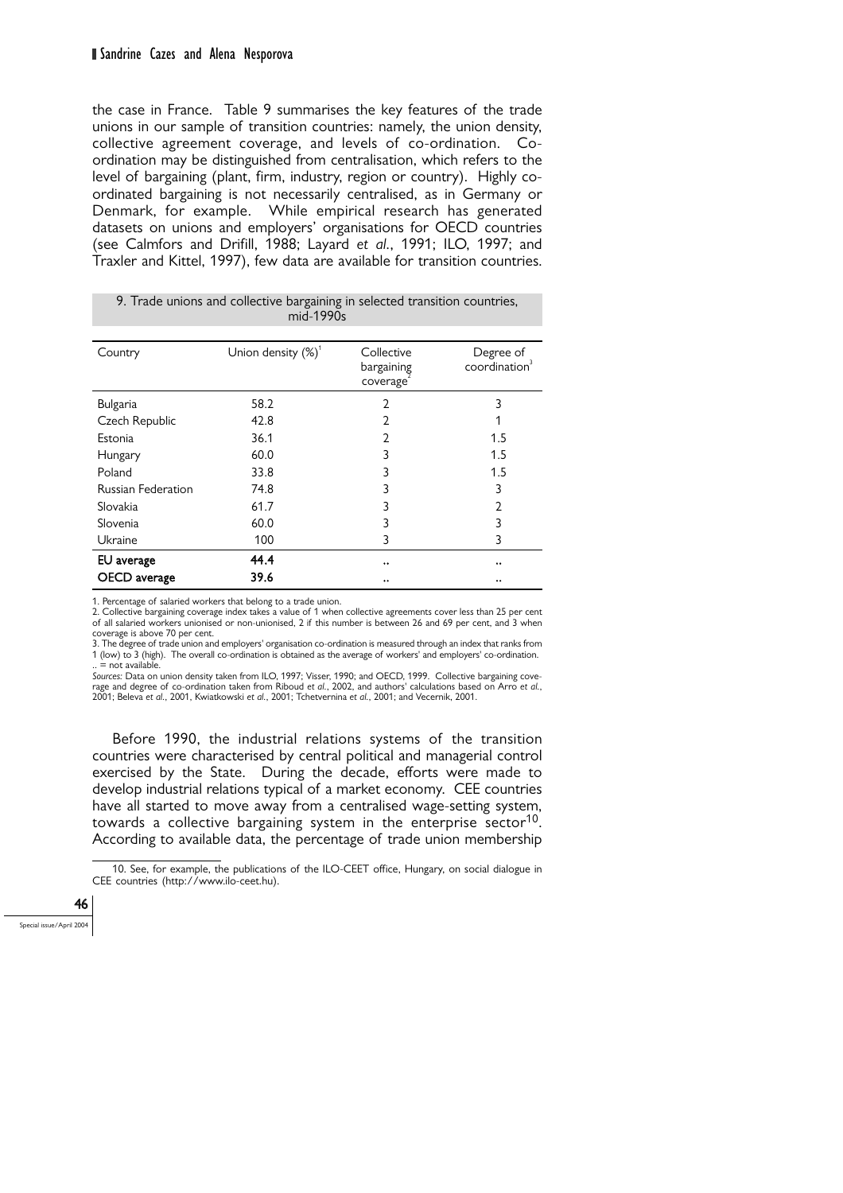the case in France. Table 9 summarises the key features of the trade unions in our sample of transition countries: namely, the union density, collective agreement coverage, and levels of co-ordination. Co-ordination may be distinguished from centralisation, which refers to the level of bargaining (plant, firm, industry, region or country). Highly co-ordinated bargaining is not necessarily centralised, as in Germany or Denmark, for example. While empirical research has generated datasets on unions and employers' organisations for OECD countries (see Calmfors and Drifill, 1988; Layard *et al.*, 1991; ILO, 1997; and Traxler and Kittel, 1997), few data are available for transition countries.

9. Trade unions and collective bargaining in selected transition countries, mid-1990s

| Country | Union density (%)[1] | Collective bargaining coverage[2] | Degree of coordination[3] |
|---|---|---|---|
| Bulgaria | 58.2 | 2 | 3 |
| Czech Republic | 42.8 | 2 | 1 |
| Estonia | 36.1 | 2 | 1.5 |
| Hungary | 60.0 | 3 | 1.5 |
| Poland | 33.8 | 3 | 1.5 |
| Russian Federation | 74.8 | 3 | 3 |
| Slovakia | 61.7 | 3 | 2 |
| Slovenia | 60.0 | 3 | 3 |
| Ukraine | 100 | 3 | 3 |
| **EU average** | **44.4** | .. | .. |
| **OECD average** | **39.6** | .. | .. |

1. Percentage of salaried workers that belong to a trade union.
2. Collective bargaining coverage index takes a value of 1 when collective agreements cover less than 25 per cent of all salaried workers unionised or non-unionised, 2 if this number is between 26 and 69 per cent, and 3 when coverage is above 70 per cent.
3. The degree of trade union and employers' organisation co-ordination is measured through an index that ranks from 1 (low) to 3 (high). The overall co-ordination is obtained as the average of workers' and employers' co-ordination.
.. = not available.

*Sources:* Data on union density taken from ILO, 1997; Visser, 1990; and OECD, 1999. Collective bargaining coverage and degree of co-ordination taken from Riboud *et al.*, 2002, and authors' calculations based on Arro *et al.*, 2001; Beleva *et al.*, 2001, Kwiatkowski *et al.*, 2001; Tchetvernina *et al.*, 2001; and Vecernik, 2001.

Before 1990, the industrial relations systems of the transition countries were characterised by central political and managerial control exercised by the State. During the decade, efforts were made to develop industrial relations typical of a market economy. CEE countries have all started to move away from a centralised wage-setting system, towards a collective bargaining system in the enterprise sector[10]. According to available data, the percentage of trade union membership

10. See, for example, the publications of the ILO-CEET office, Hungary, on social dialogue in CEE countries (http://www.ilo-ceet.hu).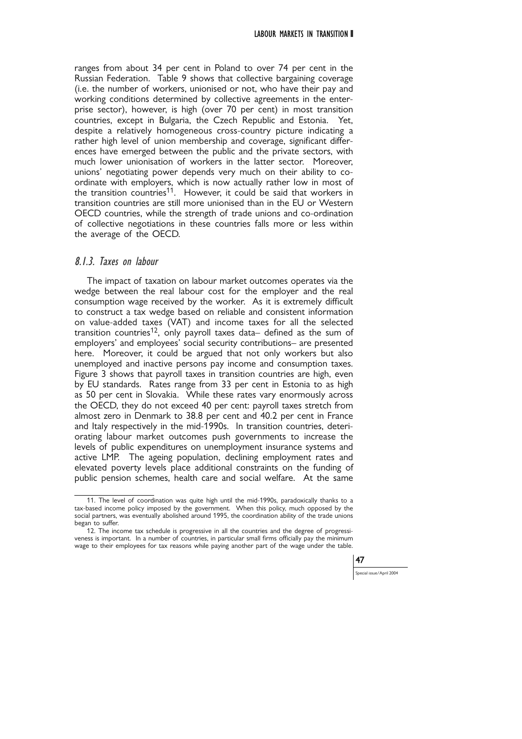ranges from about 34 per cent in Poland to over 74 per cent in the Russian Federation. Table 9 shows that collective bargaining coverage (i.e. the number of workers, unionised or not, who have their pay and working conditions determined by collective agreements in the enterprise sector), however, is high (over 70 per cent) in most transition countries, except in Bulgaria, the Czech Republic and Estonia. Yet, despite a relatively homogeneous cross-country picture indicating a rather high level of union membership and coverage, significant differences have emerged between the public and the private sectors, with much lower unionisation of workers in the latter sector. Moreover, unions' negotiating power depends very much on their ability to co-ordinate with employers, which is now actually rather low in most of the transition countries[11]. However, it could be said that workers in transition countries are still more unionised than in the EU or Western OECD countries, while the strength of trade unions and co-ordination of collective negotiations in these countries falls more or less within the average of the OECD.

### *8.1.3. Taxes on labour*

The impact of taxation on labour market outcomes operates via the wedge between the real labour cost for the employer and the real consumption wage received by the worker. As it is extremely difficult to construct a tax wedge based on reliable and consistent information on value-added taxes (VAT) and income taxes for all the selected transition countries[12], only payroll taxes data– defined as the sum of employers' and employees' social security contributions– are presented here. Moreover, it could be argued that not only workers but also unemployed and inactive persons pay income and consumption taxes. Figure 3 shows that payroll taxes in transition countries are high, even by EU standards. Rates range from 33 per cent in Estonia to as high as 50 per cent in Slovakia. While these rates vary enormously across the OECD, they do not exceed 40 per cent: payroll taxes stretch from almost zero in Denmark to 38.8 per cent and 40.2 per cent in France and Italy respectively in the mid-1990s. In transition countries, deteriorating labour market outcomes push governments to increase the levels of public expenditures on unemployment insurance systems and active LMP. The ageing population, declining employment rates and elevated poverty levels place additional constraints on the funding of public pension schemes, health care and social welfare. At the same

---

11. The level of coordination was quite high until the mid-1990s, paradoxically thanks to a tax-based income policy imposed by the government. When this policy, much opposed by the social partners, was eventually abolished around 1995, the coordination ability of the trade unions began to suffer.

12. The income tax schedule is progressive in all the countries and the degree of progressiveness is important. In a number of countries, in particular small firms officially pay the minimum wage to their employees for tax reasons while paying another part of the wage under the table.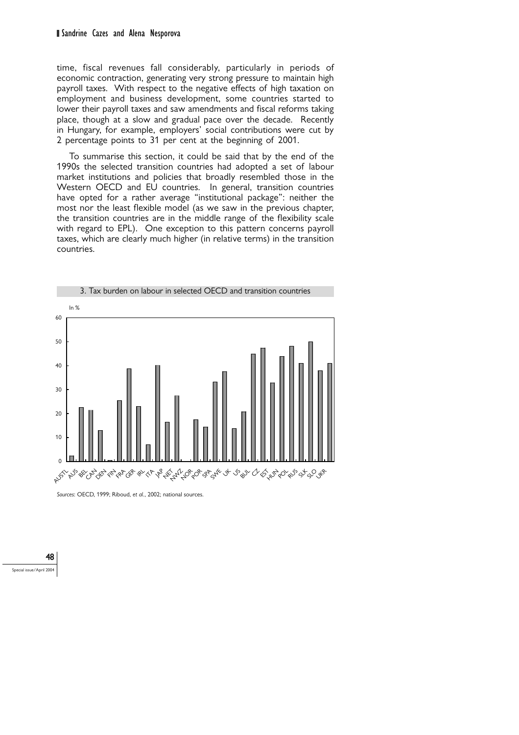time, fiscal revenues fall considerably, particularly in periods of economic contraction, generating very strong pressure to maintain high payroll taxes. With respect to the negative effects of high taxation on employment and business development, some countries started to lower their payroll taxes and saw amendments and fiscal reforms taking place, though at a slow and gradual pace over the decade. Recently in Hungary, for example, employers' social contributions were cut by 2 percentage points to 31 per cent at the beginning of 2001.

To summarise this section, it could be said that by the end of the 1990s the selected transition countries had adopted a set of labour market institutions and policies that broadly resembled those in the Western OECD and EU countries. In general, transition countries have opted for a rather average "institutional package": neither the most nor the least flexible model (as we saw in the previous chapter, the transition countries are in the middle range of the flexibility scale with regard to EPL). One exception to this pattern concerns payroll taxes, which are clearly much higher (in relative terms) in the transition countries.

3. Tax burden on labour in selected OECD and transition countries

In %

*Sources*: OECD, 1999; Riboud, *et al.*, 2002; national sources.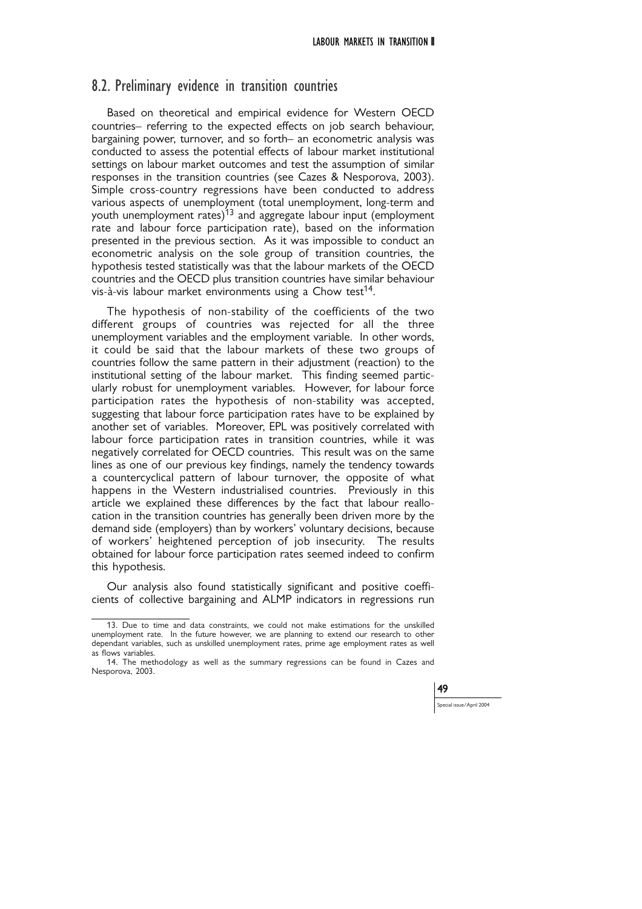## 8.2. Preliminary evidence in transition countries

Based on theoretical and empirical evidence for Western OECD countries– referring to the expected effects on job search behaviour, bargaining power, turnover, and so forth– an econometric analysis was conducted to assess the potential effects of labour market institutional settings on labour market outcomes and test the assumption of similar responses in the transition countries (see Cazes & Nesporova, 2003). Simple cross-country regressions have been conducted to address various aspects of unemployment (total unemployment, long-term and youth unemployment rates)[13] and aggregate labour input (employment rate and labour force participation rate), based on the information presented in the previous section. As it was impossible to conduct an econometric analysis on the sole group of transition countries, the hypothesis tested statistically was that the labour markets of the OECD countries and the OECD plus transition countries have similar behaviour vis-à-vis labour market environments using a Chow test[14].

The hypothesis of non-stability of the coefficients of the two different groups of countries was rejected for all the three unemployment variables and the employment variable. In other words, it could be said that the labour markets of these two groups of countries follow the same pattern in their adjustment (reaction) to the institutional setting of the labour market. This finding seemed particularly robust for unemployment variables. However, for labour force participation rates the hypothesis of non-stability was accepted, suggesting that labour force participation rates have to be explained by another set of variables. Moreover, EPL was positively correlated with labour force participation rates in transition countries, while it was negatively correlated for OECD countries. This result was on the same lines as one of our previous key findings, namely the tendency towards a countercyclical pattern of labour turnover, the opposite of what happens in the Western industrialised countries. Previously in this article we explained these differences by the fact that labour reallocation in the transition countries has generally been driven more by the demand side (employers) than by workers' voluntary decisions, because of workers' heightened perception of job insecurity. The results obtained for labour force participation rates seemed indeed to confirm this hypothesis.

Our analysis also found statistically significant and positive coefficients of collective bargaining and ALMP indicators in regressions run

---

13. Due to time and data constraints, we could not make estimations for the unskilled unemployment rate. In the future however, we are planning to extend our research to other dependant variables, such as unskilled unemployment rates, prime age employment rates as well as flows variables.

14. The methodology as well as the summary regressions can be found in Cazes and Nesporova, 2003.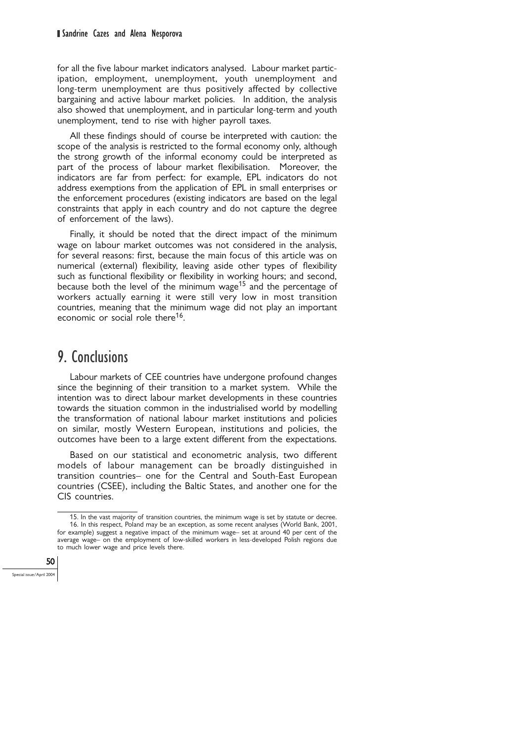for all the five labour market indicators analysed. Labour market participation, employment, unemployment, youth unemployment and long-term unemployment are thus positively affected by collective bargaining and active labour market policies. In addition, the analysis also showed that unemployment, and in particular long-term and youth unemployment, tend to rise with higher payroll taxes.

All these findings should of course be interpreted with caution: the scope of the analysis is restricted to the formal economy only, although the strong growth of the informal economy could be interpreted as part of the process of labour market flexibilisation. Moreover, the indicators are far from perfect: for example, EPL indicators do not address exemptions from the application of EPL in small enterprises or the enforcement procedures (existing indicators are based on the legal constraints that apply in each country and do not capture the degree of enforcement of the laws).

Finally, it should be noted that the direct impact of the minimum wage on labour market outcomes was not considered in the analysis, for several reasons: first, because the main focus of this article was on numerical (external) flexibility, leaving aside other types of flexibility such as functional flexibility or flexibility in working hours; and second, because both the level of the minimum wage[15] and the percentage of workers actually earning it were still very low in most transition countries, meaning that the minimum wage did not play an important economic or social role there[16].

# 9. Conclusions

Labour markets of CEE countries have undergone profound changes since the beginning of their transition to a market system. While the intention was to direct labour market developments in these countries towards the situation common in the industrialised world by modelling the transformation of national labour market institutions and policies on similar, mostly Western European, institutions and policies, the outcomes have been to a large extent different from the expectations.

Based on our statistical and econometric analysis, two different models of labour management can be broadly distinguished in transition countries– one for the Central and South-East European countries (CSEE), including the Baltic States, and another one for the CIS countries.

15. In the vast majority of transition countries, the minimum wage is set by statute or decree.

16. In this respect, Poland may be an exception, as some recent analyses (World Bank, 2001, for example) suggest a negative impact of the minimum wage– set at around 40 per cent of the average wage– on the employment of low-skilled workers in less-developed Polish regions due to much lower wage and price levels there.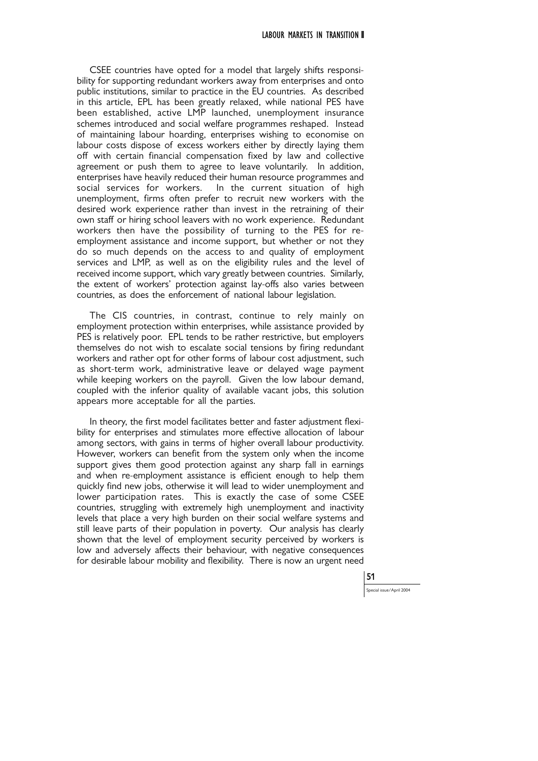CSEE countries have opted for a model that largely shifts responsibility for supporting redundant workers away from enterprises and onto public institutions, similar to practice in the EU countries. As described in this article, EPL has been greatly relaxed, while national PES have been established, active LMP launched, unemployment insurance schemes introduced and social welfare programmes reshaped. Instead of maintaining labour hoarding, enterprises wishing to economise on labour costs dispose of excess workers either by directly laying them off with certain financial compensation fixed by law and collective agreement or push them to agree to leave voluntarily. In addition, enterprises have heavily reduced their human resource programmes and social services for workers. In the current situation of high unemployment, firms often prefer to recruit new workers with the desired work experience rather than invest in the retraining of their own staff or hiring school leavers with no work experience. Redundant workers then have the possibility of turning to the PES for re-employment assistance and income support, but whether or not they do so much depends on the access to and quality of employment services and LMP, as well as on the eligibility rules and the level of received income support, which vary greatly between countries. Similarly, the extent of workers' protection against lay-offs also varies between countries, as does the enforcement of national labour legislation.

The CIS countries, in contrast, continue to rely mainly on employment protection within enterprises, while assistance provided by PES is relatively poor. EPL tends to be rather restrictive, but employers themselves do not wish to escalate social tensions by firing redundant workers and rather opt for other forms of labour cost adjustment, such as short-term work, administrative leave or delayed wage payment while keeping workers on the payroll. Given the low labour demand, coupled with the inferior quality of available vacant jobs, this solution appears more acceptable for all the parties.

In theory, the first model facilitates better and faster adjustment flexibility for enterprises and stimulates more effective allocation of labour among sectors, with gains in terms of higher overall labour productivity. However, workers can benefit from the system only when the income support gives them good protection against any sharp fall in earnings and when re-employment assistance is efficient enough to help them quickly find new jobs, otherwise it will lead to wider unemployment and lower participation rates. This is exactly the case of some CSEE countries, struggling with extremely high unemployment and inactivity levels that place a very high burden on their social welfare systems and still leave parts of their population in poverty. Our analysis has clearly shown that the level of employment security perceived by workers is low and adversely affects their behaviour, with negative consequences for desirable labour mobility and flexibility. There is now an urgent need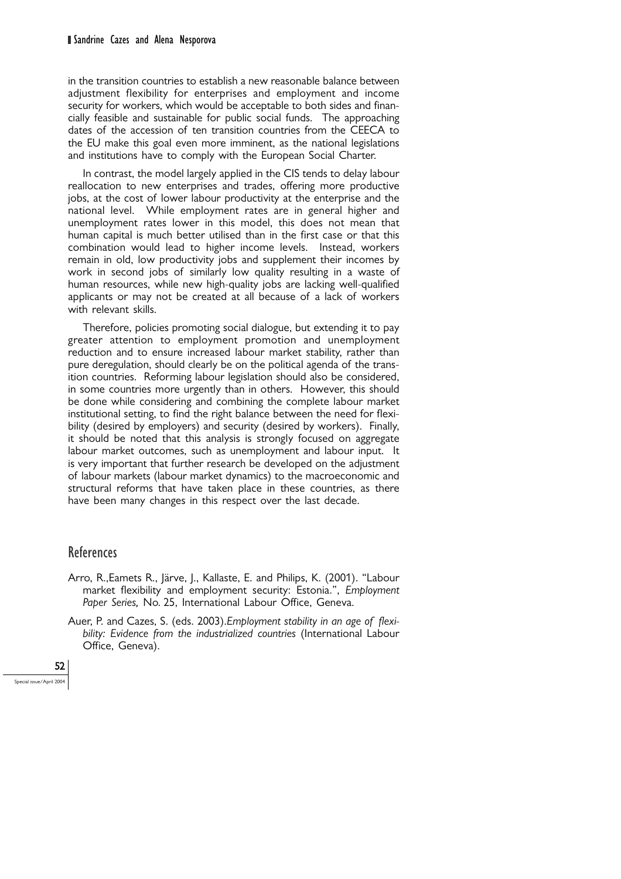in the transition countries to establish a new reasonable balance between adjustment flexibility for enterprises and employment and income security for workers, which would be acceptable to both sides and financially feasible and sustainable for public social funds. The approaching dates of the accession of ten transition countries from the CEECA to the EU make this goal even more imminent, as the national legislations and institutions have to comply with the European Social Charter.

In contrast, the model largely applied in the CIS tends to delay labour reallocation to new enterprises and trades, offering more productive jobs, at the cost of lower labour productivity at the enterprise and the national level. While employment rates are in general higher and unemployment rates lower in this model, this does not mean that human capital is much better utilised than in the first case or that this combination would lead to higher income levels. Instead, workers remain in old, low productivity jobs and supplement their incomes by work in second jobs of similarly low quality resulting in a waste of human resources, while new high-quality jobs are lacking well-qualified applicants or may not be created at all because of a lack of workers with relevant skills.

Therefore, policies promoting social dialogue, but extending it to pay greater attention to employment promotion and unemployment reduction and to ensure increased labour market stability, rather than pure deregulation, should clearly be on the political agenda of the transition countries. Reforming labour legislation should also be considered, in some countries more urgently than in others. However, this should be done while considering and combining the complete labour market institutional setting, to find the right balance between the need for flexibility (desired by employers) and security (desired by workers). Finally, it should be noted that this analysis is strongly focused on aggregate labour market outcomes, such as unemployment and labour input. It is very important that further research be developed on the adjustment of labour markets (labour market dynamics) to the macroeconomic and structural reforms that have taken place in these countries, as there have been many changes in this respect over the last decade.

## References

Arro, R.,Eamets R., Järve, J., Kallaste, E. and Philips, K. (2001). "Labour market flexibility and employment security: Estonia.", *Employment Paper Series,* No. 25, International Labour Office, Geneva.

Auer, P. and Cazes, S. (eds. 2003).*Employment stability in an age of flexibility: Evidence from the industrialized countries* (International Labour Office, Geneva).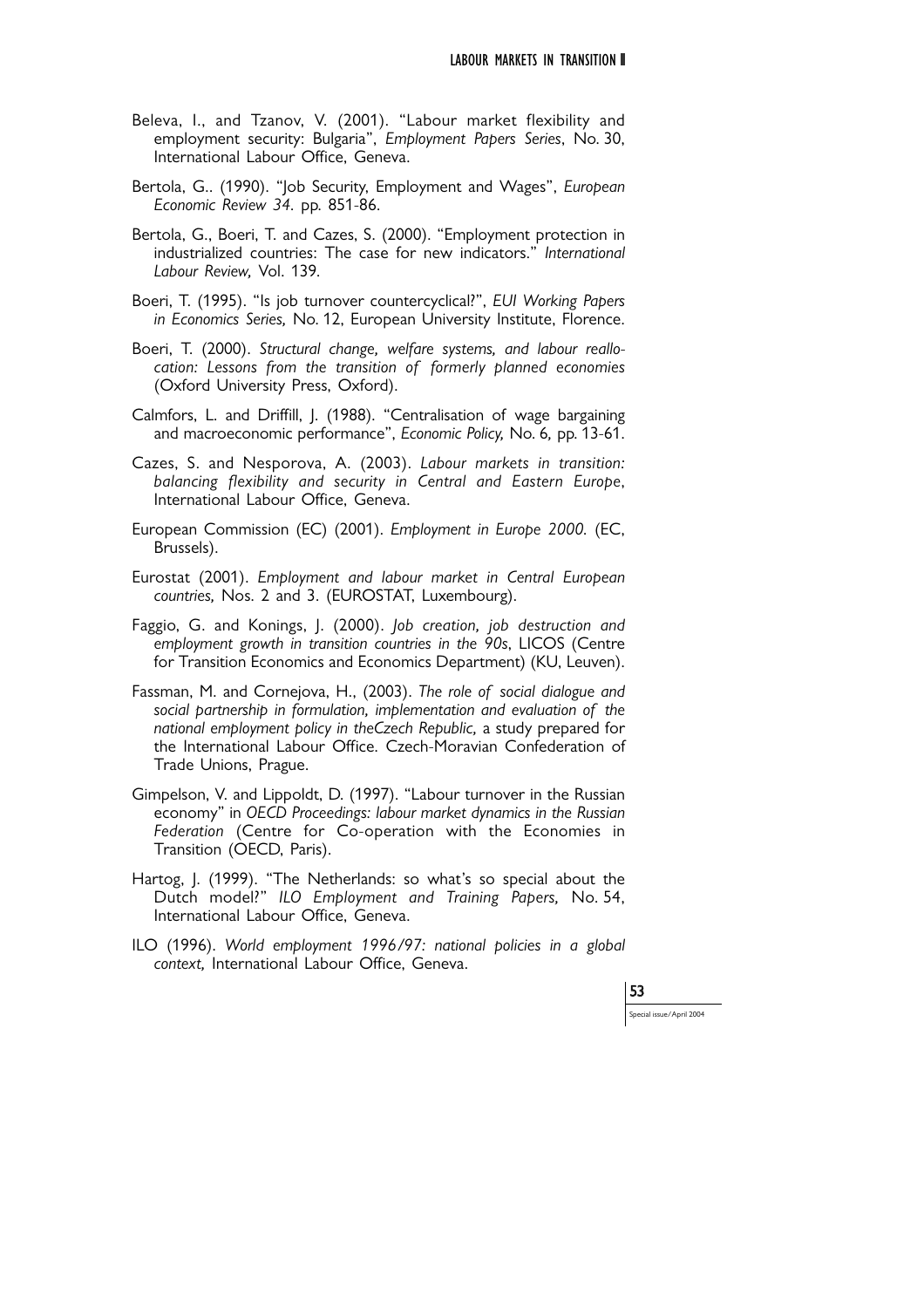Beleva, I., and Tzanov, V. (2001). "Labour market flexibility and employment security: Bulgaria", *Employment Papers Series*, No. 30, International Labour Office, Geneva.

Bertola, G.. (1990). "Job Security, Employment and Wages", *European Economic Review 34*. pp. 851-86.

Bertola, G., Boeri, T. and Cazes, S. (2000). "Employment protection in industrialized countries: The case for new indicators." *International Labour Review,* Vol. 139.

Boeri, T. (1995). "Is job turnover countercyclical?", *EUI Working Papers in Economics Series,* No. 12, European University Institute, Florence.

Boeri, T. (2000). *Structural change, welfare systems, and labour reallocation: Lessons from the transition of formerly planned economies* (Oxford University Press, Oxford).

Calmfors, L. and Driffill, J. (1988). "Centralisation of wage bargaining and macroeconomic performance", *Economic Policy,* No. 6, pp. 13-61.

Cazes, S. and Nesporova, A. (2003). *Labour markets in transition: balancing flexibility and security in Central and Eastern Europe*, International Labour Office, Geneva.

European Commission (EC) (2001). *Employment in Europe 2000*. (EC, Brussels).

Eurostat (2001). *Employment and labour market in Central European countries,* Nos. 2 and 3. (EUROSTAT, Luxembourg).

Faggio, G. and Konings, J. (2000). *Job creation, job destruction and employment growth in transition countries in the 90s*, LICOS (Centre for Transition Economics and Economics Department) (KU, Leuven).

Fassman, M. and Cornejova, H., (2003). *The role of social dialogue and social partnership in formulation, implementation and evaluation of the national employment policy in theCzech Republic,* a study prepared for the International Labour Office. Czech-Moravian Confederation of Trade Unions, Prague.

Gimpelson, V. and Lippoldt, D. (1997). "Labour turnover in the Russian economy" in *OECD Proceedings: labour market dynamics in the Russian Federation* (Centre for Co-operation with the Economies in Transition (OECD, Paris).

Hartog, J. (1999). "The Netherlands: so what's so special about the Dutch model?" *ILO Employment and Training Papers,* No. 54, International Labour Office, Geneva.

ILO (1996). *World employment 1996/97: national policies in a global context,* International Labour Office, Geneva.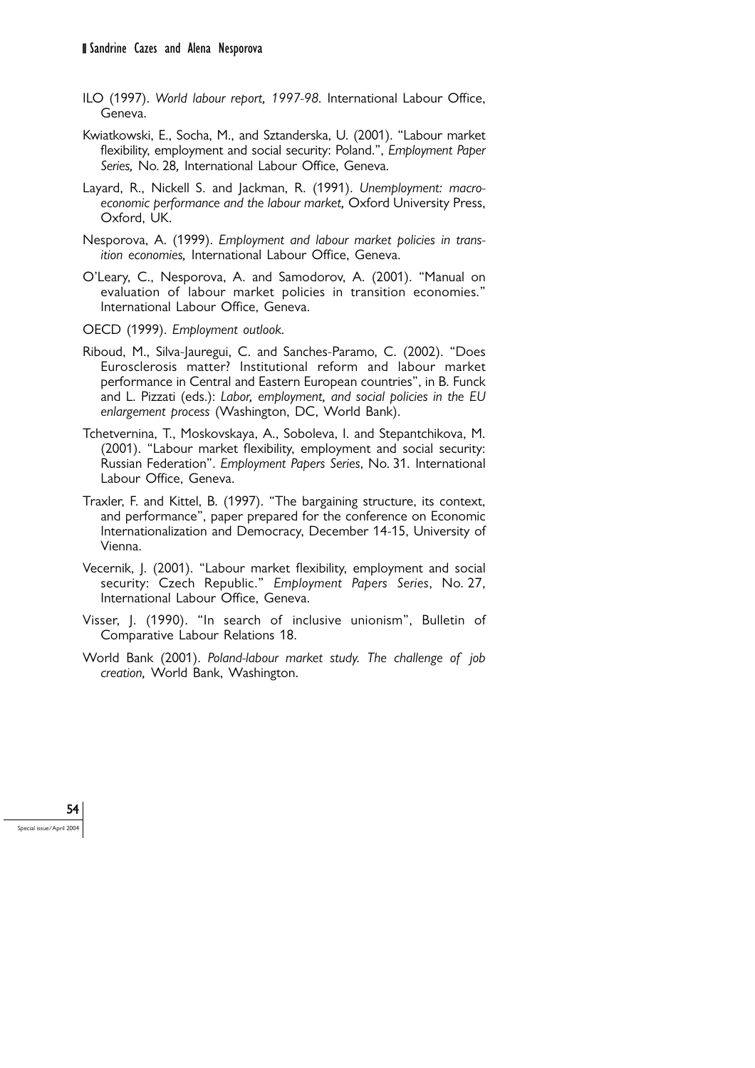ILO (1997). *World labour report, 1997-98*. International Labour Office, Geneva.

Kwiatkowski, E., Socha, M., and Sztanderska, U. (2001). "Labour market flexibility, employment and social security: Poland.", *Employment Paper Series,* No. 28, International Labour Office, Geneva.

Layard, R., Nickell S. and Jackman, R. (1991). *Unemployment: macroeconomic performance and the labour market,* Oxford University Press, Oxford, UK.

Nesporova, A. (1999). *Employment and labour market policies in transition economies,* International Labour Office, Geneva.

O'Leary, C., Nesporova, A. and Samodorov, A. (2001). "Manual on evaluation of labour market policies in transition economies." International Labour Office, Geneva.

OECD (1999). *Employment outlook.*

Riboud, M., Silva-Jauregui, C. and Sanches-Paramo, C. (2002). "Does Eurosclerosis matter? Institutional reform and labour market performance in Central and Eastern European countries", in B. Funck and L. Pizzati (eds.): *Labor, employment, and social policies in the EU enlargement process* (Washington, DC, World Bank).

Tchetvernina, T., Moskovskaya, A., Soboleva, I. and Stepantchikova, M. (2001). "Labour market flexibility, employment and social security: Russian Federation". *Employment Papers Series*, No. 31. International Labour Office, Geneva.

Traxler, F. and Kittel, B. (1997). "The bargaining structure, its context, and performance", paper prepared for the conference on Economic Internationalization and Democracy, December 14-15, University of Vienna.

Vecernik, J. (2001). "Labour market flexibility, employment and social security: Czech Republic." *Employment Papers Series*, No. 27, International Labour Office, Geneva.

Visser, J. (1990). "In search of inclusive unionism", Bulletin of Comparative Labour Relations 18.

World Bank (2001). *Poland-labour market study. The challenge of job creation,* World Bank, Washington.